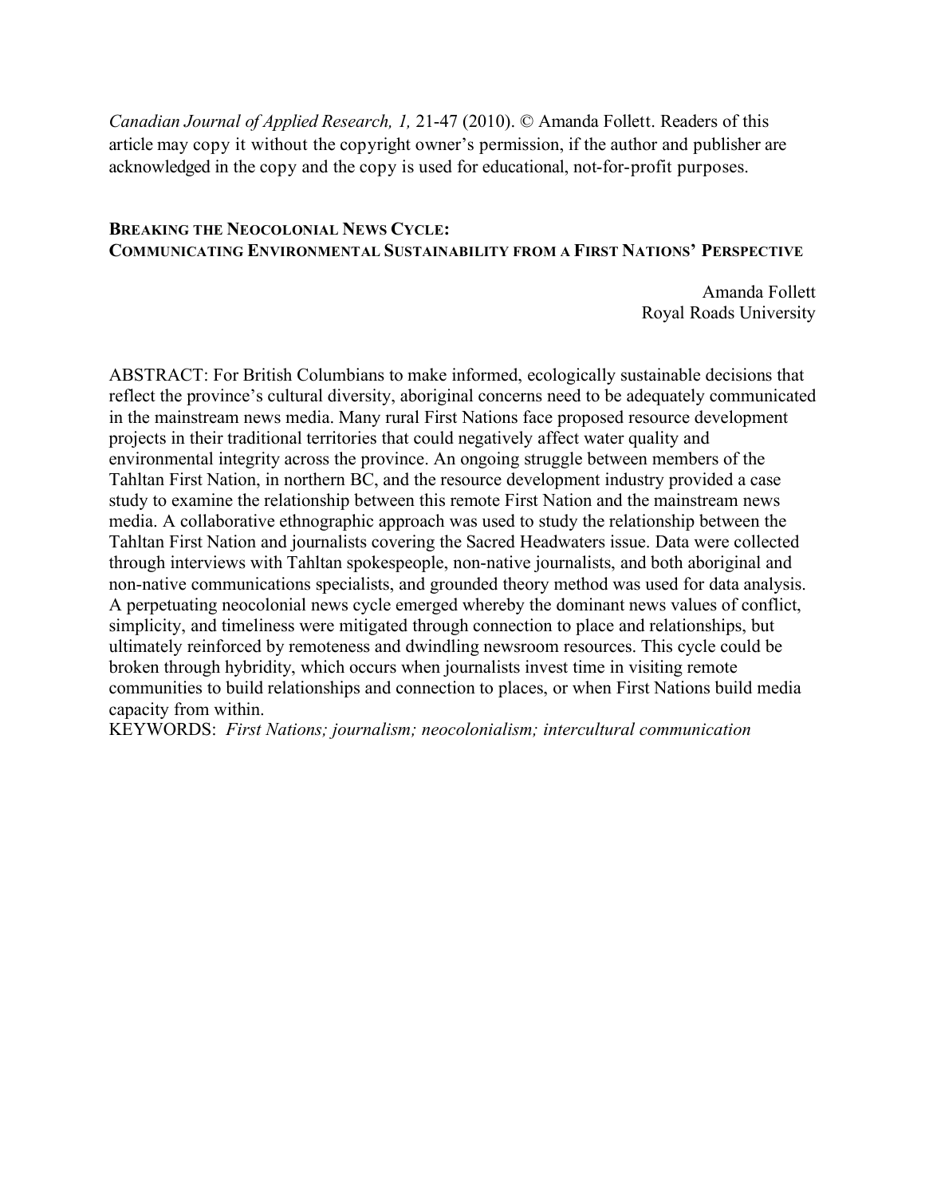*Canadian Journal of Applied Research, 1,* 21-47 (2010). © Amanda Follett. Readers of this article may copy it without the copyright owner's permission, if the author and publisher are acknowledged in the copy and the copy is used for educational, not-for-profit purposes.

# BREAKING THE NEOCOLONIAL NEWS CYCLE: COMMUNICATING ENVIRONMENTAL SUSTAINABILITY FROM A FIRST NATIONS' PERSPECTIVE

Amanda Follett
Royal Roads University

ABSTRACT: For British Columbians to make informed, ecologically sustainable decisions that reflect the province's cultural diversity, aboriginal concerns need to be adequately communicated in the mainstream news media. Many rural First Nations face proposed resource development projects in their traditional territories that could negatively affect water quality and environmental integrity across the province. An ongoing struggle between members of the Tahltan First Nation, in northern BC, and the resource development industry provided a case study to examine the relationship between this remote First Nation and the mainstream news media. A collaborative ethnographic approach was used to study the relationship between the Tahltan First Nation and journalists covering the Sacred Headwaters issue. Data were collected through interviews with Tahltan spokespeople, non-native journalists, and both aboriginal and non-native communications specialists, and grounded theory method was used for data analysis. A perpetuating neocolonial news cycle emerged whereby the dominant news values of conflict, simplicity, and timeliness were mitigated through connection to place and relationships, but ultimately reinforced by remoteness and dwindling newsroom resources. This cycle could be broken through hybridity, which occurs when journalists invest time in visiting remote communities to build relationships and connection to places, or when First Nations build media capacity from within.

KEYWORDS: *First Nations; journalism; neocolonialism; intercultural communication*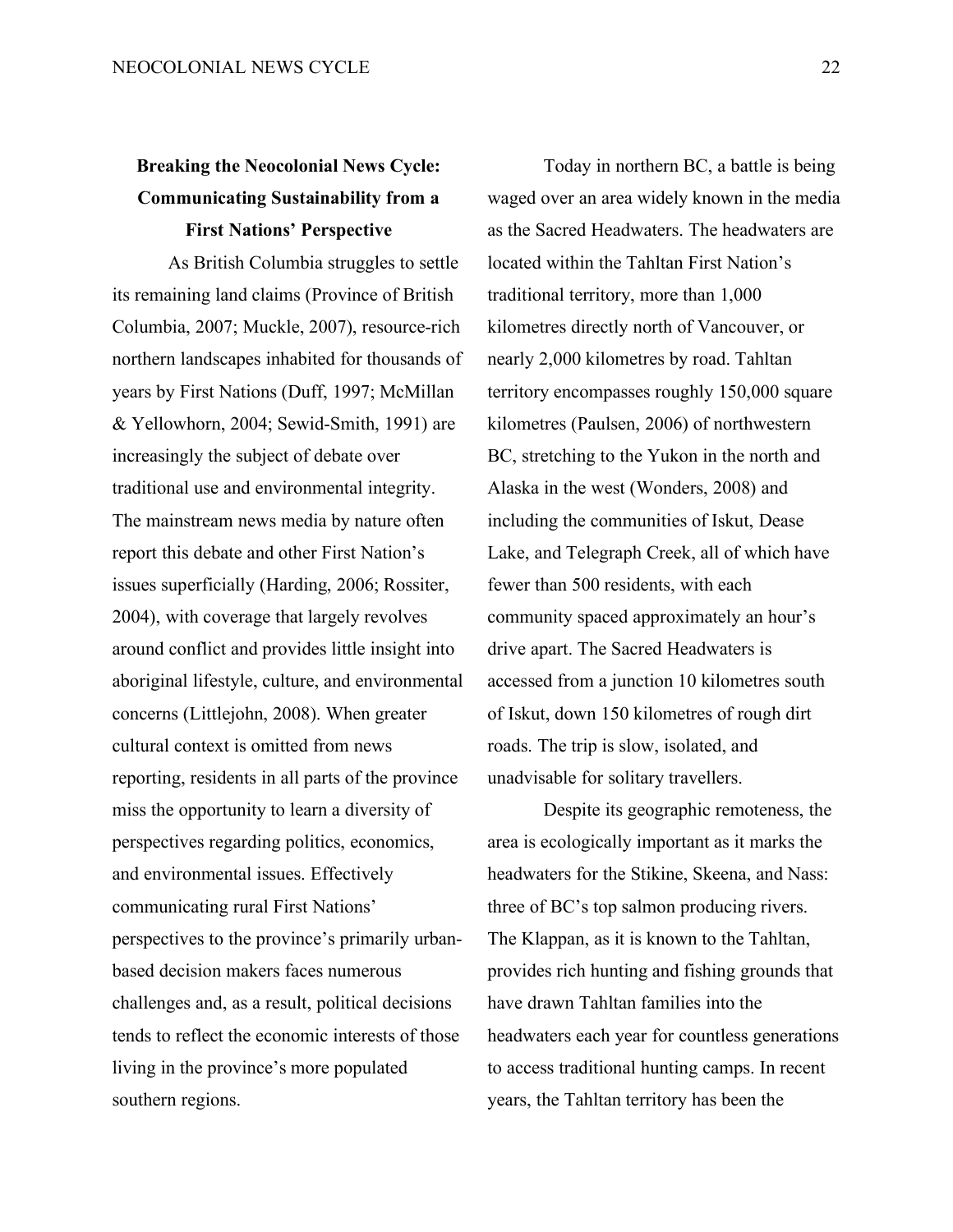# Breaking the Neocolonial News Cycle: Communicating Sustainability from a First Nations' Perspective

As British Columbia struggles to settle its remaining land claims (Province of British Columbia, 2007; Muckle, 2007), resource-rich northern landscapes inhabited for thousands of years by First Nations (Duff, 1997; McMillan & Yellowhorn, 2004; Sewid-Smith, 1991) are increasingly the subject of debate over traditional use and environmental integrity. The mainstream news media by nature often report this debate and other First Nation's issues superficially (Harding, 2006; Rossiter, 2004), with coverage that largely revolves around conflict and provides little insight into aboriginal lifestyle, culture, and environmental concerns (Littlejohn, 2008). When greater cultural context is omitted from news reporting, residents in all parts of the province miss the opportunity to learn a diversity of perspectives regarding politics, economics, and environmental issues. Effectively communicating rural First Nations' perspectives to the province's primarily urban-based decision makers faces numerous challenges and, as a result, political decisions tends to reflect the economic interests of those living in the province's more populated southern regions.

Today in northern BC, a battle is being waged over an area widely known in the media as the Sacred Headwaters. The headwaters are located within the Tahltan First Nation's traditional territory, more than 1,000 kilometres directly north of Vancouver, or nearly 2,000 kilometres by road. Tahltan territory encompasses roughly 150,000 square kilometres (Paulsen, 2006) of northwestern BC, stretching to the Yukon in the north and Alaska in the west (Wonders, 2008) and including the communities of Iskut, Dease Lake, and Telegraph Creek, all of which have fewer than 500 residents, with each community spaced approximately an hour's drive apart. The Sacred Headwaters is accessed from a junction 10 kilometres south of Iskut, down 150 kilometres of rough dirt roads. The trip is slow, isolated, and unadvisable for solitary travellers.

Despite its geographic remoteness, the area is ecologically important as it marks the headwaters for the Stikine, Skeena, and Nass: three of BC's top salmon producing rivers. The Klappan, as it is known to the Tahltan, provides rich hunting and fishing grounds that have drawn Tahltan families into the headwaters each year for countless generations to access traditional hunting camps. In recent years, the Tahltan territory has been the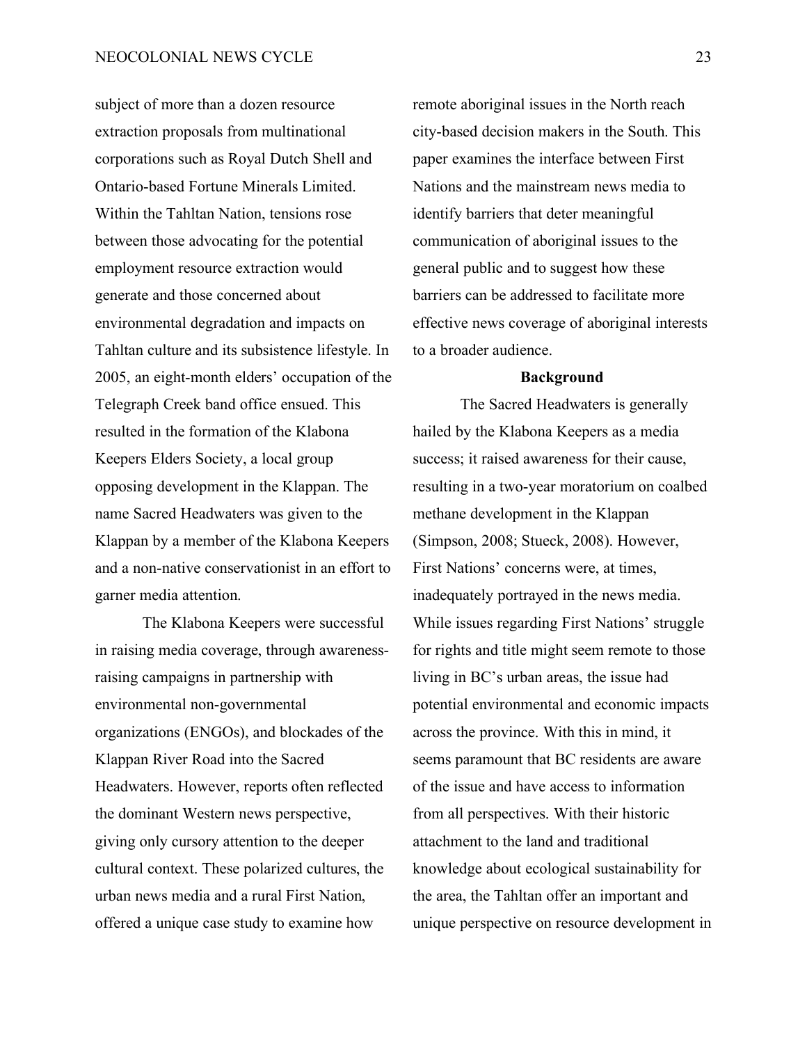subject of more than a dozen resource extraction proposals from multinational corporations such as Royal Dutch Shell and Ontario-based Fortune Minerals Limited. Within the Tahltan Nation, tensions rose between those advocating for the potential employment resource extraction would generate and those concerned about environmental degradation and impacts on Tahltan culture and its subsistence lifestyle. In 2005, an eight-month elders' occupation of the Telegraph Creek band office ensued. This resulted in the formation of the Klabona Keepers Elders Society, a local group opposing development in the Klappan. The name Sacred Headwaters was given to the Klappan by a member of the Klabona Keepers and a non-native conservationist in an effort to garner media attention.

The Klabona Keepers were successful in raising media coverage, through awareness-raising campaigns in partnership with environmental non-governmental organizations (ENGOs), and blockades of the Klappan River Road into the Sacred Headwaters. However, reports often reflected the dominant Western news perspective, giving only cursory attention to the deeper cultural context. These polarized cultures, the urban news media and a rural First Nation, offered a unique case study to examine how remote aboriginal issues in the North reach city-based decision makers in the South. This paper examines the interface between First Nations and the mainstream news media to identify barriers that deter meaningful communication of aboriginal issues to the general public and to suggest how these barriers can be addressed to facilitate more effective news coverage of aboriginal interests to a broader audience.

## Background

The Sacred Headwaters is generally hailed by the Klabona Keepers as a media success; it raised awareness for their cause, resulting in a two-year moratorium on coalbed methane development in the Klappan (Simpson, 2008; Stueck, 2008). However, First Nations' concerns were, at times, inadequately portrayed in the news media. While issues regarding First Nations' struggle for rights and title might seem remote to those living in BC's urban areas, the issue had potential environmental and economic impacts across the province. With this in mind, it seems paramount that BC residents are aware of the issue and have access to information from all perspectives. With their historic attachment to the land and traditional knowledge about ecological sustainability for the area, the Tahltan offer an important and unique perspective on resource development in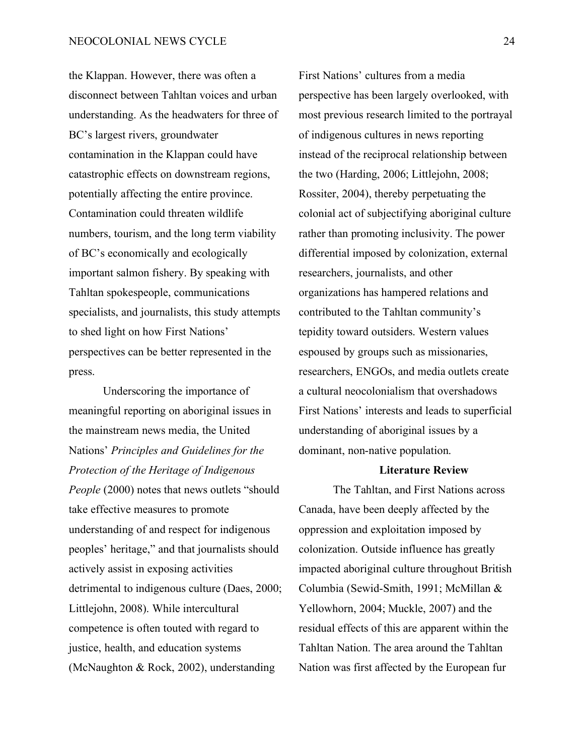the Klappan. However, there was often a disconnect between Tahltan voices and urban understanding. As the headwaters for three of BC's largest rivers, groundwater contamination in the Klappan could have catastrophic effects on downstream regions, potentially affecting the entire province. Contamination could threaten wildlife numbers, tourism, and the long term viability of BC's economically and ecologically important salmon fishery. By speaking with Tahltan spokespeople, communications specialists, and journalists, this study attempts to shed light on how First Nations' perspectives can be better represented in the press.

Underscoring the importance of meaningful reporting on aboriginal issues in the mainstream news media, the United Nations' *Principles and Guidelines for the Protection of the Heritage of Indigenous People* (2000) notes that news outlets "should take effective measures to promote understanding of and respect for indigenous peoples' heritage," and that journalists should actively assist in exposing activities detrimental to indigenous culture (Daes, 2000; Littlejohn, 2008). While intercultural competence is often touted with regard to justice, health, and education systems (McNaughton & Rock, 2002), understanding First Nations' cultures from a media perspective has been largely overlooked, with most previous research limited to the portrayal of indigenous cultures in news reporting instead of the reciprocal relationship between the two (Harding, 2006; Littlejohn, 2008; Rossiter, 2004), thereby perpetuating the colonial act of subjectifying aboriginal culture rather than promoting inclusivity. The power differential imposed by colonization, external researchers, journalists, and other organizations has hampered relations and contributed to the Tahltan community's tepidity toward outsiders. Western values espoused by groups such as missionaries, researchers, ENGOs, and media outlets create a cultural neocolonialism that overshadows First Nations' interests and leads to superficial understanding of aboriginal issues by a dominant, non-native population.

## Literature Review

The Tahltan, and First Nations across Canada, have been deeply affected by the oppression and exploitation imposed by colonization. Outside influence has greatly impacted aboriginal culture throughout British Columbia (Sewid-Smith, 1991; McMillan & Yellowhorn, 2004; Muckle, 2007) and the residual effects of this are apparent within the Tahltan Nation. The area around the Tahltan Nation was first affected by the European fur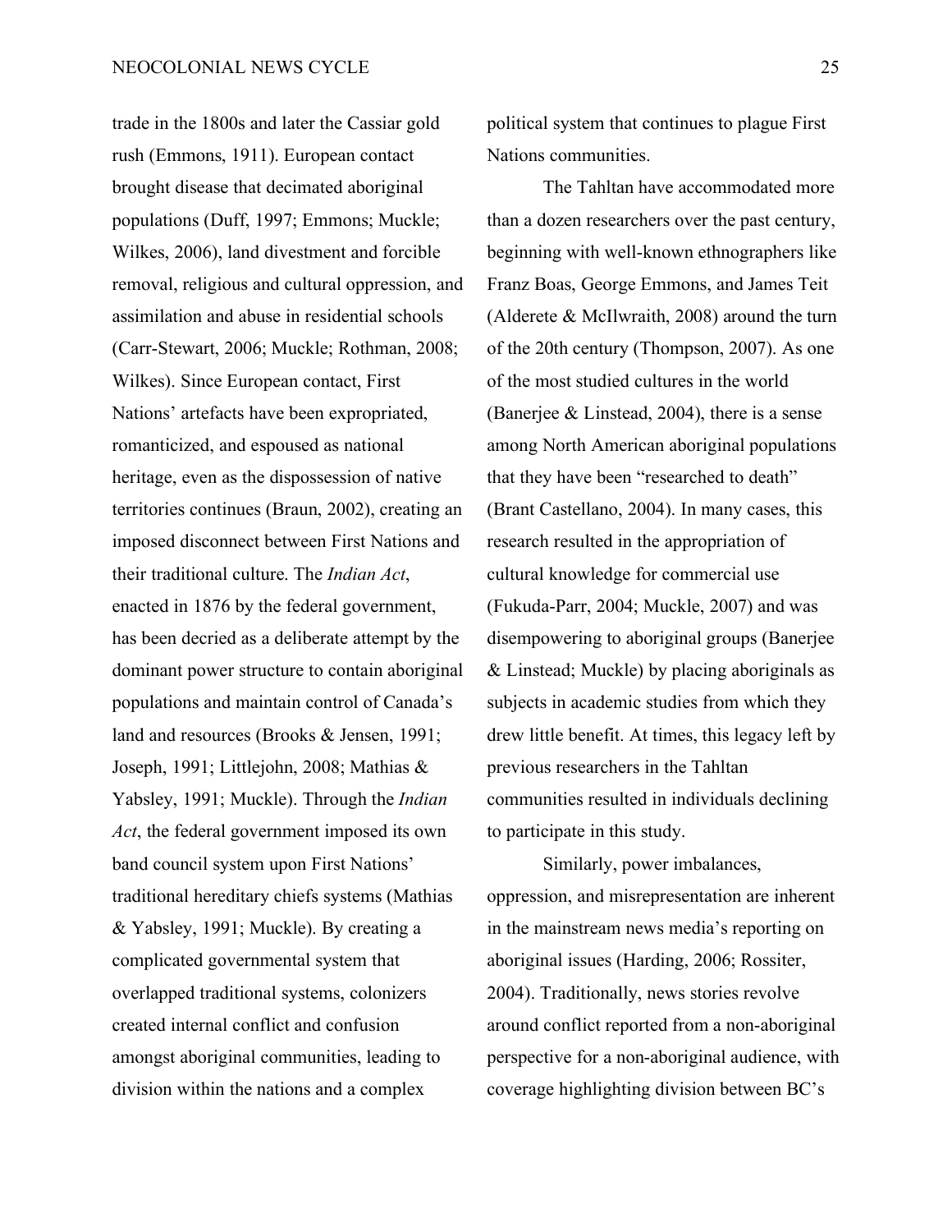trade in the 1800s and later the Cassiar gold rush (Emmons, 1911). European contact brought disease that decimated aboriginal populations (Duff, 1997; Emmons; Muckle; Wilkes, 2006), land divestment and forcible removal, religious and cultural oppression, and assimilation and abuse in residential schools (Carr-Stewart, 2006; Muckle; Rothman, 2008; Wilkes). Since European contact, First Nations' artefacts have been expropriated, romanticized, and espoused as national heritage, even as the dispossession of native territories continues (Braun, 2002), creating an imposed disconnect between First Nations and their traditional culture. The *Indian Act*, enacted in 1876 by the federal government, has been decried as a deliberate attempt by the dominant power structure to contain aboriginal populations and maintain control of Canada's land and resources (Brooks & Jensen, 1991; Joseph, 1991; Littlejohn, 2008; Mathias & Yabsley, 1991; Muckle). Through the *Indian Act*, the federal government imposed its own band council system upon First Nations' traditional hereditary chiefs systems (Mathias & Yabsley, 1991; Muckle). By creating a complicated governmental system that overlapped traditional systems, colonizers created internal conflict and confusion amongst aboriginal communities, leading to division within the nations and a complex political system that continues to plague First Nations communities.

The Tahltan have accommodated more than a dozen researchers over the past century, beginning with well-known ethnographers like Franz Boas, George Emmons, and James Teit (Alderete & McIlwraith, 2008) around the turn of the 20th century (Thompson, 2007). As one of the most studied cultures in the world (Banerjee & Linstead, 2004), there is a sense among North American aboriginal populations that they have been "researched to death" (Brant Castellano, 2004). In many cases, this research resulted in the appropriation of cultural knowledge for commercial use (Fukuda-Parr, 2004; Muckle, 2007) and was disempowering to aboriginal groups (Banerjee & Linstead; Muckle) by placing aboriginals as subjects in academic studies from which they drew little benefit. At times, this legacy left by previous researchers in the Tahltan communities resulted in individuals declining to participate in this study.

Similarly, power imbalances, oppression, and misrepresentation are inherent in the mainstream news media's reporting on aboriginal issues (Harding, 2006; Rossiter, 2004). Traditionally, news stories revolve around conflict reported from a non-aboriginal perspective for a non-aboriginal audience, with coverage highlighting division between BC's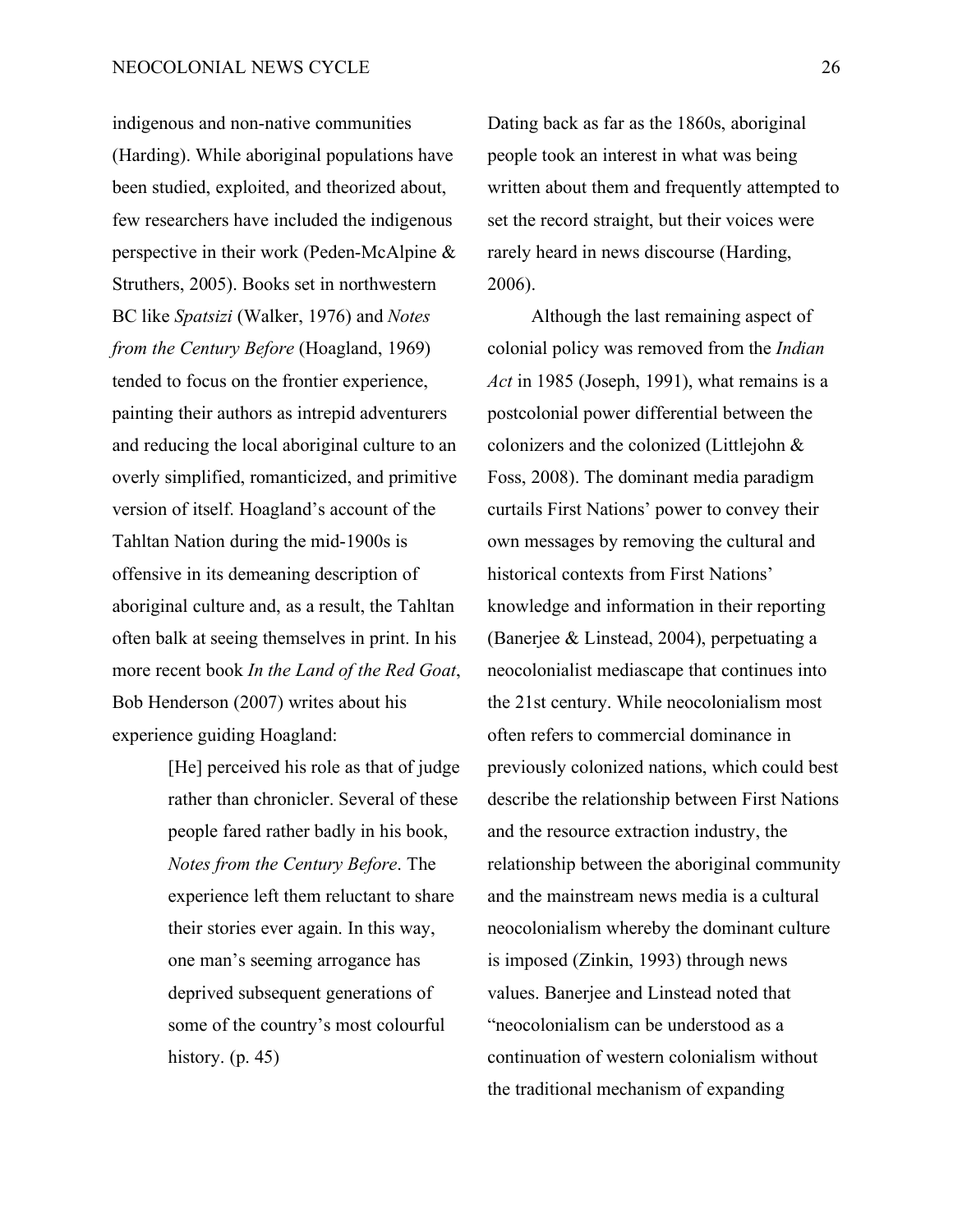indigenous and non-native communities (Harding). While aboriginal populations have been studied, exploited, and theorized about, few researchers have included the indigenous perspective in their work (Peden-McAlpine & Struthers, 2005). Books set in northwestern BC like *Spatsizi* (Walker, 1976) and *Notes from the Century Before* (Hoagland, 1969) tended to focus on the frontier experience, painting their authors as intrepid adventurers and reducing the local aboriginal culture to an overly simplified, romanticized, and primitive version of itself. Hoagland's account of the Tahltan Nation during the mid-1900s is offensive in its demeaning description of aboriginal culture and, as a result, the Tahltan often balk at seeing themselves in print. In his more recent book *In the Land of the Red Goat*, Bob Henderson (2007) writes about his experience guiding Hoagland:

> [He] perceived his role as that of judge rather than chronicler. Several of these people fared rather badly in his book, *Notes from the Century Before*. The experience left them reluctant to share their stories ever again. In this way, one man's seeming arrogance has deprived subsequent generations of some of the country's most colourful history. (p. 45)

Dating back as far as the 1860s, aboriginal people took an interest in what was being written about them and frequently attempted to set the record straight, but their voices were rarely heard in news discourse (Harding, 2006).

Although the last remaining aspect of colonial policy was removed from the *Indian Act* in 1985 (Joseph, 1991), what remains is a postcolonial power differential between the colonizers and the colonized (Littlejohn & Foss, 2008). The dominant media paradigm curtails First Nations' power to convey their own messages by removing the cultural and historical contexts from First Nations' knowledge and information in their reporting (Banerjee & Linstead, 2004), perpetuating a neocolonialist mediascape that continues into the 21st century. While neocolonialism most often refers to commercial dominance in previously colonized nations, which could best describe the relationship between First Nations and the resource extraction industry, the relationship between the aboriginal community and the mainstream news media is a cultural neocolonialism whereby the dominant culture is imposed (Zinkin, 1993) through news values. Banerjee and Linstead noted that "neocolonialism can be understood as a continuation of western colonialism without the traditional mechanism of expanding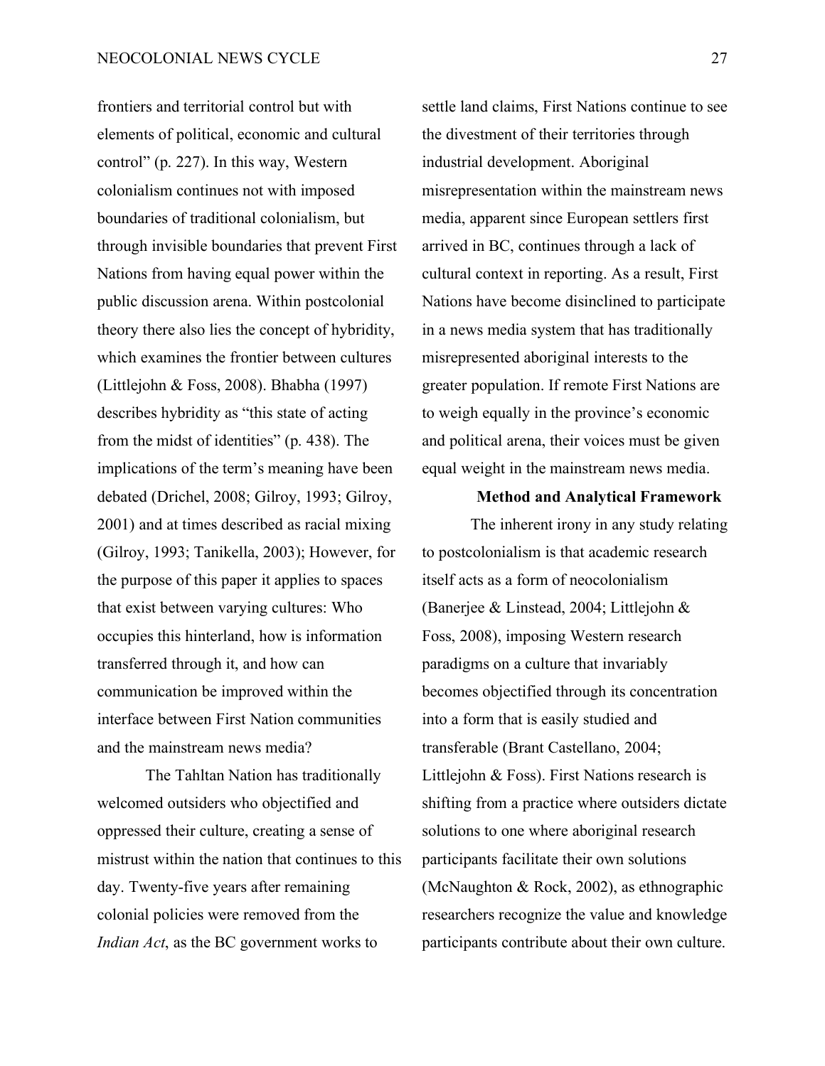frontiers and territorial control but with elements of political, economic and cultural control" (p. 227). In this way, Western colonialism continues not with imposed boundaries of traditional colonialism, but through invisible boundaries that prevent First Nations from having equal power within the public discussion arena. Within postcolonial theory there also lies the concept of hybridity, which examines the frontier between cultures (Littlejohn & Foss, 2008). Bhabha (1997) describes hybridity as "this state of acting from the midst of identities" (p. 438). The implications of the term's meaning have been debated (Drichel, 2008; Gilroy, 1993; Gilroy, 2001) and at times described as racial mixing (Gilroy, 1993; Tanikella, 2003); However, for the purpose of this paper it applies to spaces that exist between varying cultures: Who occupies this hinterland, how is information transferred through it, and how can communication be improved within the interface between First Nation communities and the mainstream news media?

The Tahltan Nation has traditionally welcomed outsiders who objectified and oppressed their culture, creating a sense of mistrust within the nation that continues to this day. Twenty-five years after remaining colonial policies were removed from the *Indian Act*, as the BC government works to settle land claims, First Nations continue to see the divestment of their territories through industrial development. Aboriginal misrepresentation within the mainstream news media, apparent since European settlers first arrived in BC, continues through a lack of cultural context in reporting. As a result, First Nations have become disinclined to participate in a news media system that has traditionally misrepresented aboriginal interests to the greater population. If remote First Nations are to weigh equally in the province's economic and political arena, their voices must be given equal weight in the mainstream news media.

## Method and Analytical Framework

The inherent irony in any study relating to postcolonialism is that academic research itself acts as a form of neocolonialism (Banerjee & Linstead, 2004; Littlejohn & Foss, 2008), imposing Western research paradigms on a culture that invariably becomes objectified through its concentration into a form that is easily studied and transferable (Brant Castellano, 2004; Littlejohn & Foss). First Nations research is shifting from a practice where outsiders dictate solutions to one where aboriginal research participants facilitate their own solutions (McNaughton & Rock, 2002), as ethnographic researchers recognize the value and knowledge participants contribute about their own culture.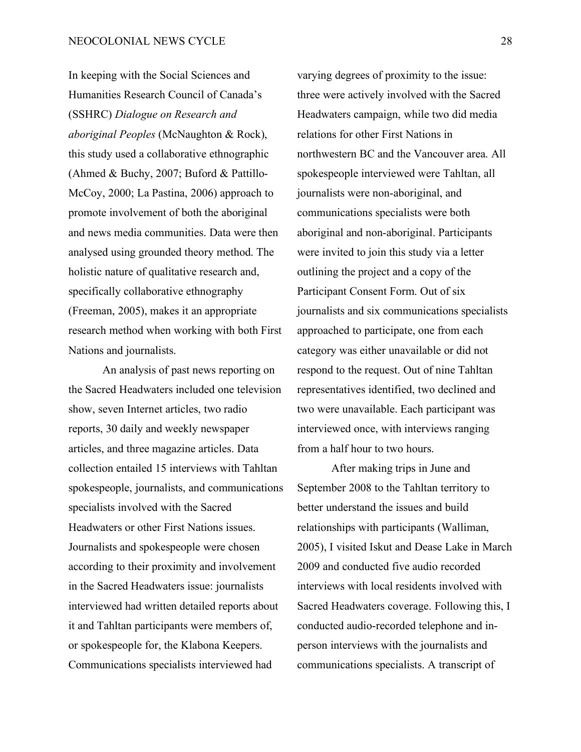In keeping with the Social Sciences and Humanities Research Council of Canada's (SSHRC) *Dialogue on Research and aboriginal Peoples* (McNaughton & Rock), this study used a collaborative ethnographic (Ahmed & Buchy, 2007; Buford & Pattillo-McCoy, 2000; La Pastina, 2006) approach to promote involvement of both the aboriginal and news media communities. Data were then analysed using grounded theory method. The holistic nature of qualitative research and, specifically collaborative ethnography (Freeman, 2005), makes it an appropriate research method when working with both First Nations and journalists.

An analysis of past news reporting on the Sacred Headwaters included one television show, seven Internet articles, two radio reports, 30 daily and weekly newspaper articles, and three magazine articles. Data collection entailed 15 interviews with Tahltan spokespeople, journalists, and communications specialists involved with the Sacred Headwaters or other First Nations issues. Journalists and spokespeople were chosen according to their proximity and involvement in the Sacred Headwaters issue: journalists interviewed had written detailed reports about it and Tahltan participants were members of, or spokespeople for, the Klabona Keepers. Communications specialists interviewed had varying degrees of proximity to the issue: three were actively involved with the Sacred Headwaters campaign, while two did media relations for other First Nations in northwestern BC and the Vancouver area. All spokespeople interviewed were Tahltan, all journalists were non-aboriginal, and communications specialists were both aboriginal and non-aboriginal. Participants were invited to join this study via a letter outlining the project and a copy of the Participant Consent Form. Out of six journalists and six communications specialists approached to participate, one from each category was either unavailable or did not respond to the request. Out of nine Tahltan representatives identified, two declined and two were unavailable. Each participant was interviewed once, with interviews ranging from a half hour to two hours.

After making trips in June and September 2008 to the Tahltan territory to better understand the issues and build relationships with participants (Walliman, 2005), I visited Iskut and Dease Lake in March 2009 and conducted five audio recorded interviews with local residents involved with Sacred Headwaters coverage. Following this, I conducted audio-recorded telephone and in-person interviews with the journalists and communications specialists. A transcript of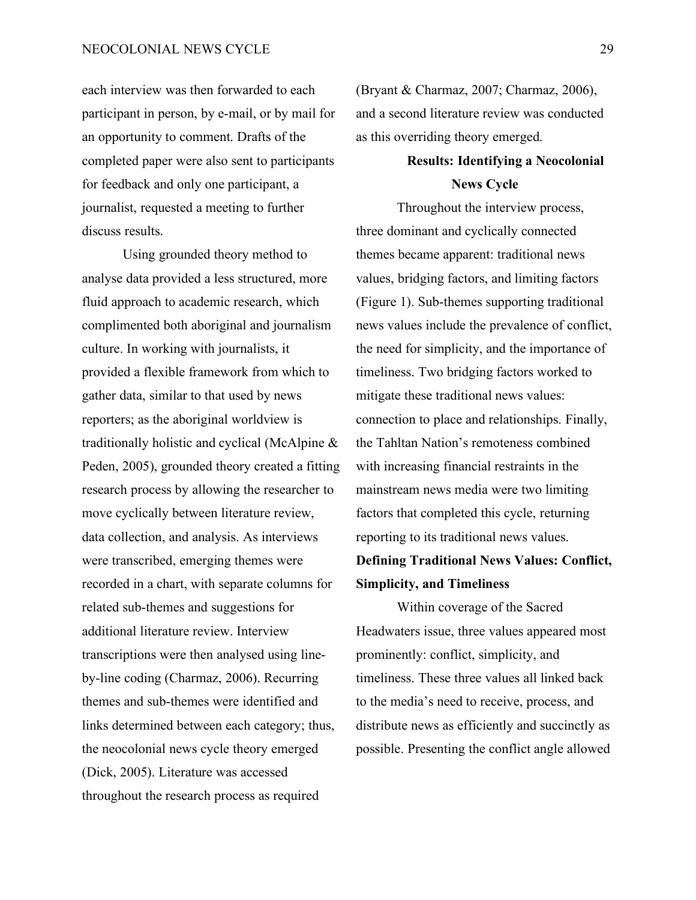each interview was then forwarded to each participant in person, by e-mail, or by mail for an opportunity to comment. Drafts of the completed paper were also sent to participants for feedback and only one participant, a journalist, requested a meeting to further discuss results.

Using grounded theory method to analyse data provided a less structured, more fluid approach to academic research, which complimented both aboriginal and journalism culture. In working with journalists, it provided a flexible framework from which to gather data, similar to that used by news reporters; as the aboriginal worldview is traditionally holistic and cyclical (McAlpine & Peden, 2005), grounded theory created a fitting research process by allowing the researcher to move cyclically between literature review, data collection, and analysis. As interviews were transcribed, emerging themes were recorded in a chart, with separate columns for related sub-themes and suggestions for additional literature review. Interview transcriptions were then analysed using line-by-line coding (Charmaz, 2006). Recurring themes and sub-themes were identified and links determined between each category; thus, the neocolonial news cycle theory emerged (Dick, 2005). Literature was accessed throughout the research process as required (Bryant & Charmaz, 2007; Charmaz, 2006), and a second literature review was conducted as this overriding theory emerged.

## Results: Identifying a Neocolonial News Cycle

Throughout the interview process, three dominant and cyclically connected themes became apparent: traditional news values, bridging factors, and limiting factors (Figure 1). Sub-themes supporting traditional news values include the prevalence of conflict, the need for simplicity, and the importance of timeliness. Two bridging factors worked to mitigate these traditional news values: connection to place and relationships. Finally, the Tahltan Nation's remoteness combined with increasing financial restraints in the mainstream news media were two limiting factors that completed this cycle, returning reporting to its traditional news values.

### Defining Traditional News Values: Conflict, Simplicity, and Timeliness

Within coverage of the Sacred Headwaters issue, three values appeared most prominently: conflict, simplicity, and timeliness. These three values all linked back to the media's need to receive, process, and distribute news as efficiently and succinctly as possible. Presenting the conflict angle allowed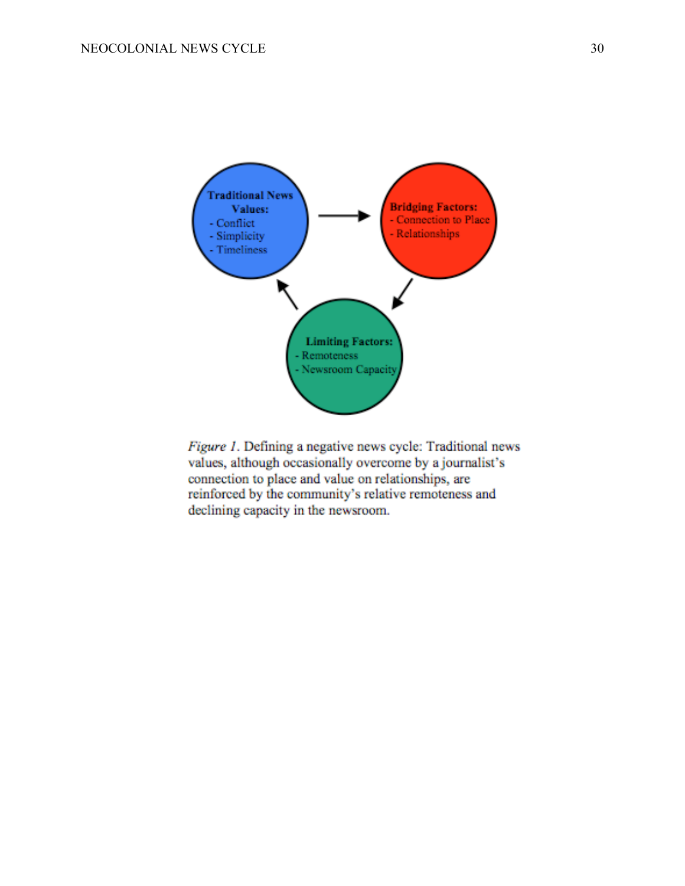*Figure 1*. Defining a negative news cycle: Traditional news values, although occasionally overcome by a journalist's connection to place and value on relationships, are reinforced by the community's relative remoteness and declining capacity in the newsroom.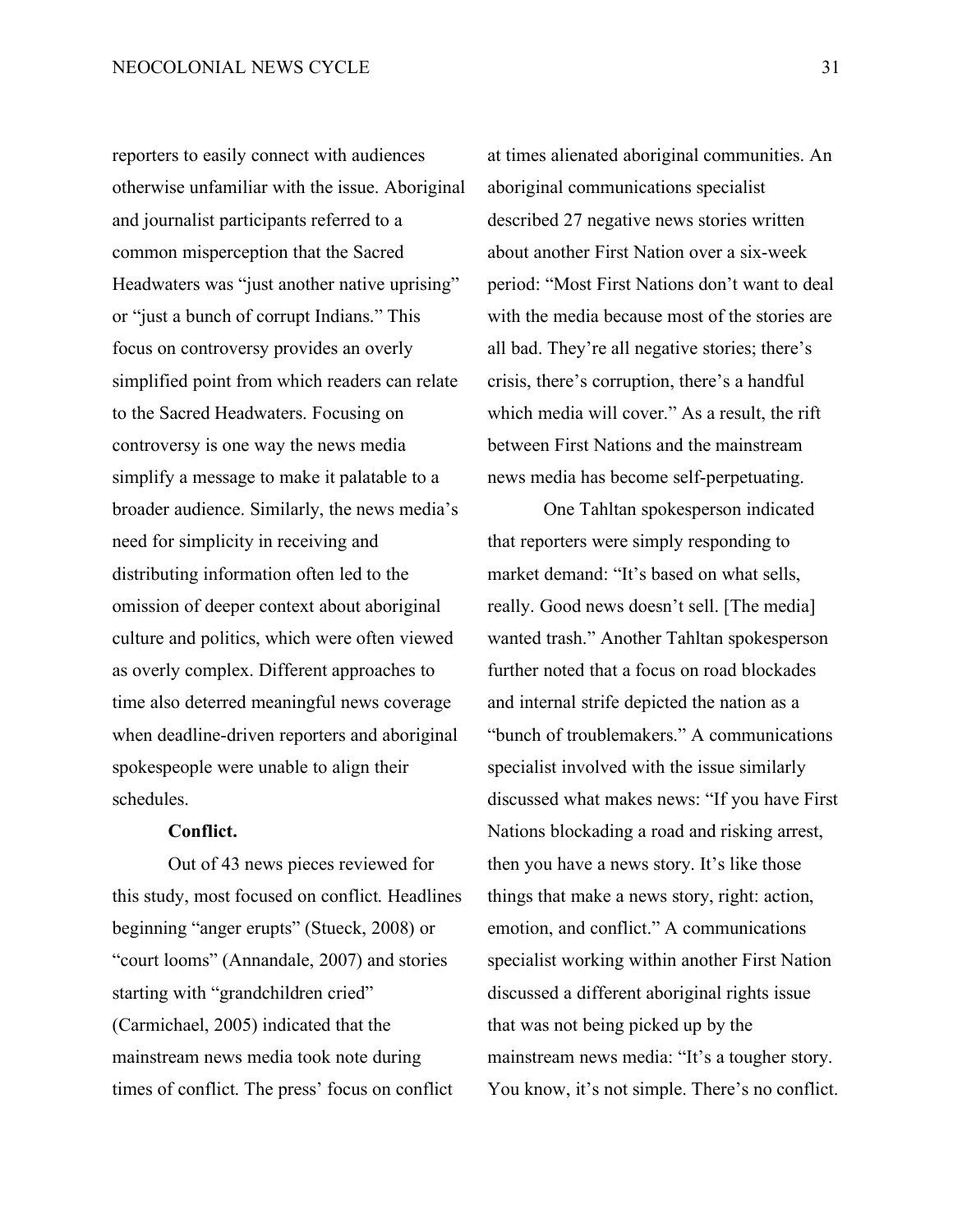reporters to easily connect with audiences otherwise unfamiliar with the issue. Aboriginal and journalist participants referred to a common misperception that the Sacred Headwaters was "just another native uprising" or "just a bunch of corrupt Indians." This focus on controversy provides an overly simplified point from which readers can relate to the Sacred Headwaters. Focusing on controversy is one way the news media simplify a message to make it palatable to a broader audience. Similarly, the news media's need for simplicity in receiving and distributing information often led to the omission of deeper context about aboriginal culture and politics, which were often viewed as overly complex. Different approaches to time also deterred meaningful news coverage when deadline-driven reporters and aboriginal spokespeople were unable to align their schedules.

**Conflict.**

Out of 43 news pieces reviewed for this study, most focused on conflict. Headlines beginning "anger erupts" (Stueck, 2008) or "court looms" (Annandale, 2007) and stories starting with "grandchildren cried" (Carmichael, 2005) indicated that the mainstream news media took note during times of conflict. The press' focus on conflict at times alienated aboriginal communities. An aboriginal communications specialist described 27 negative news stories written about another First Nation over a six-week period: "Most First Nations don't want to deal with the media because most of the stories are all bad. They're all negative stories; there's crisis, there's corruption, there's a handful which media will cover." As a result, the rift between First Nations and the mainstream news media has become self-perpetuating.

One Tahltan spokesperson indicated that reporters were simply responding to market demand: "It's based on what sells, really. Good news doesn't sell. [The media] wanted trash." Another Tahltan spokesperson further noted that a focus on road blockades and internal strife depicted the nation as a "bunch of troublemakers." A communications specialist involved with the issue similarly discussed what makes news: "If you have First Nations blockading a road and risking arrest, then you have a news story. It's like those things that make a news story, right: action, emotion, and conflict." A communications specialist working within another First Nation discussed a different aboriginal rights issue that was not being picked up by the mainstream news media: "It's a tougher story. You know, it's not simple. There's no conflict.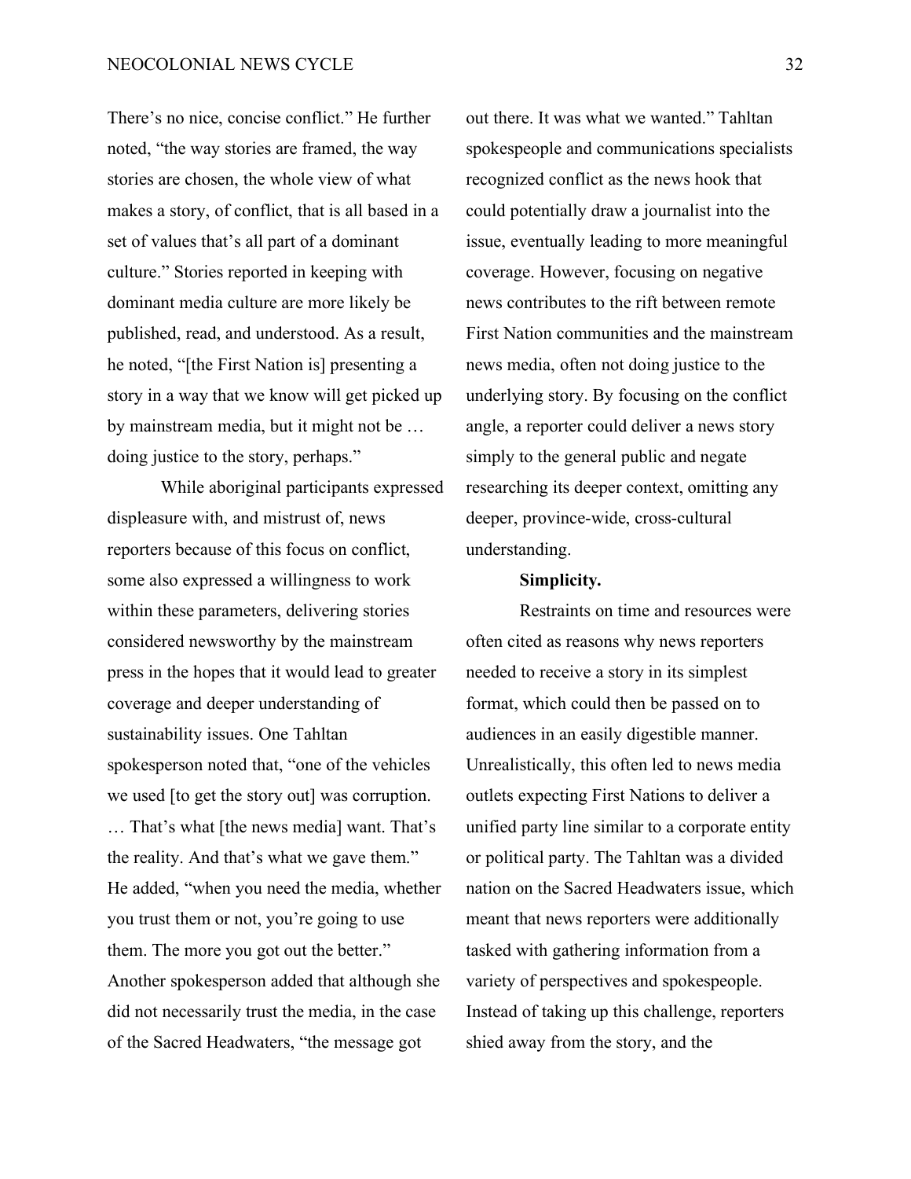There's no nice, concise conflict." He further noted, "the way stories are framed, the way stories are chosen, the whole view of what makes a story, of conflict, that is all based in a set of values that's all part of a dominant culture." Stories reported in keeping with dominant media culture are more likely be published, read, and understood. As a result, he noted, "[the First Nation is] presenting a story in a way that we know will get picked up by mainstream media, but it might not be … doing justice to the story, perhaps."

While aboriginal participants expressed displeasure with, and mistrust of, news reporters because of this focus on conflict, some also expressed a willingness to work within these parameters, delivering stories considered newsworthy by the mainstream press in the hopes that it would lead to greater coverage and deeper understanding of sustainability issues. One Tahltan spokesperson noted that, "one of the vehicles we used [to get the story out] was corruption. … That's what [the news media] want. That's the reality. And that's what we gave them." He added, "when you need the media, whether you trust them or not, you're going to use them. The more you got out the better." Another spokesperson added that although she did not necessarily trust the media, in the case of the Sacred Headwaters, "the message got out there. It was what we wanted." Tahltan spokespeople and communications specialists recognized conflict as the news hook that could potentially draw a journalist into the issue, eventually leading to more meaningful coverage. However, focusing on negative news contributes to the rift between remote First Nation communities and the mainstream news media, often not doing justice to the underlying story. By focusing on the conflict angle, a reporter could deliver a news story simply to the general public and negate researching its deeper context, omitting any deeper, province-wide, cross-cultural understanding.

**Simplicity.**

Restraints on time and resources were often cited as reasons why news reporters needed to receive a story in its simplest format, which could then be passed on to audiences in an easily digestible manner. Unrealistically, this often led to news media outlets expecting First Nations to deliver a unified party line similar to a corporate entity or political party. The Tahltan was a divided nation on the Sacred Headwaters issue, which meant that news reporters were additionally tasked with gathering information from a variety of perspectives and spokespeople. Instead of taking up this challenge, reporters shied away from the story, and the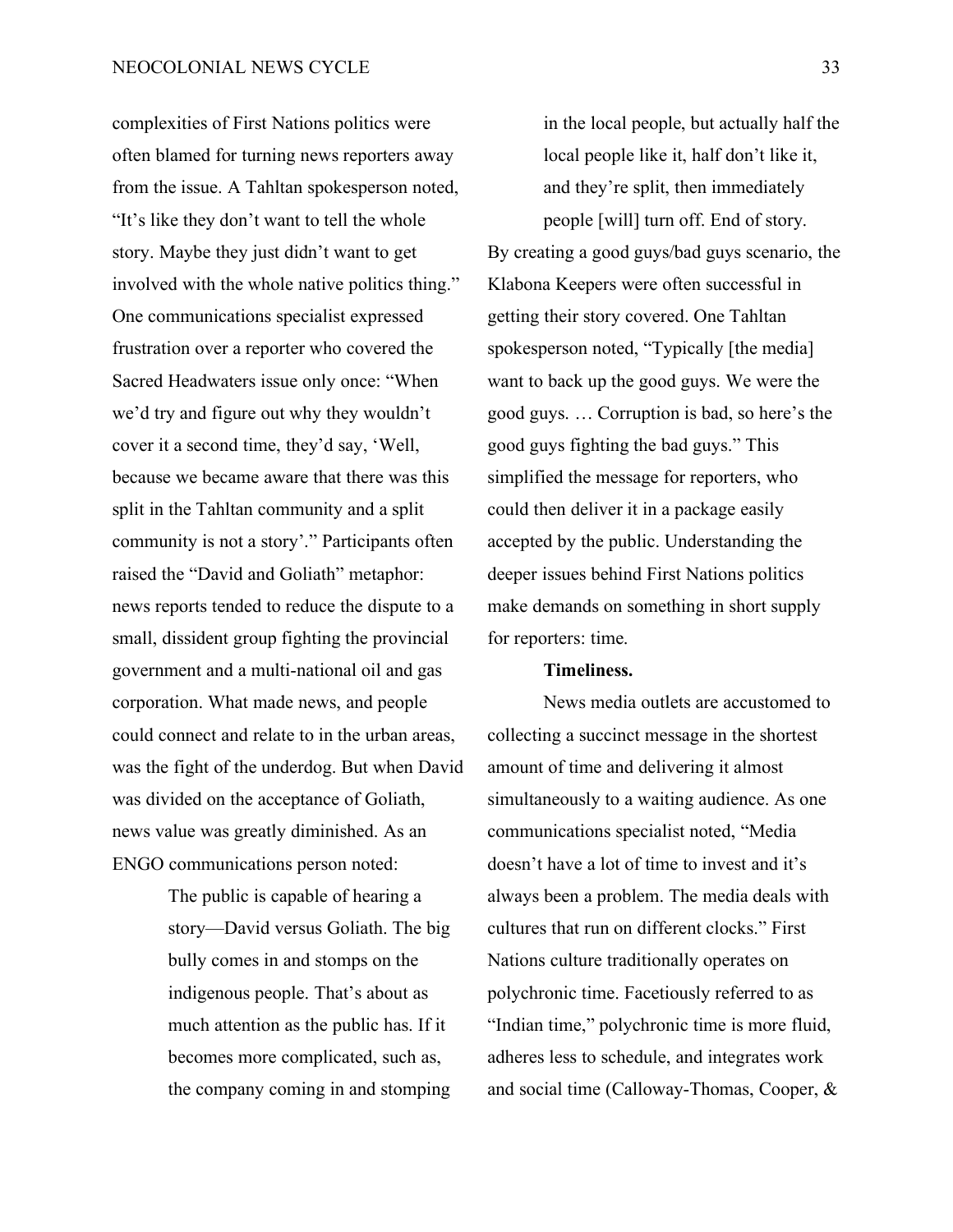complexities of First Nations politics were often blamed for turning news reporters away from the issue. A Tahltan spokesperson noted, "It's like they don't want to tell the whole story. Maybe they just didn't want to get involved with the whole native politics thing." One communications specialist expressed frustration over a reporter who covered the Sacred Headwaters issue only once: "When we'd try and figure out why they wouldn't cover it a second time, they'd say, 'Well, because we became aware that there was this split in the Tahltan community and a split community is not a story'." Participants often raised the "David and Goliath" metaphor: news reports tended to reduce the dispute to a small, dissident group fighting the provincial government and a multi-national oil and gas corporation. What made news, and people could connect and relate to in the urban areas, was the fight of the underdog. But when David was divided on the acceptance of Goliath, news value was greatly diminished. As an ENGO communications person noted:

> The public is capable of hearing a story—David versus Goliath. The big bully comes in and stomps on the indigenous people. That's about as much attention as the public has. If it becomes more complicated, such as, the company coming in and stomping in the local people, but actually half the local people like it, half don't like it, and they're split, then immediately people [will] turn off. End of story.

By creating a good guys/bad guys scenario, the Klabona Keepers were often successful in getting their story covered. One Tahltan spokesperson noted, "Typically [the media] want to back up the good guys. We were the good guys. … Corruption is bad, so here's the good guys fighting the bad guys." This simplified the message for reporters, who could then deliver it in a package easily accepted by the public. Understanding the deeper issues behind First Nations politics make demands on something in short supply for reporters: time.

**Timeliness.**

News media outlets are accustomed to collecting a succinct message in the shortest amount of time and delivering it almost simultaneously to a waiting audience. As one communications specialist noted, "Media doesn't have a lot of time to invest and it's always been a problem. The media deals with cultures that run on different clocks." First Nations culture traditionally operates on polychronic time. Facetiously referred to as "Indian time," polychronic time is more fluid, adheres less to schedule, and integrates work and social time (Calloway-Thomas, Cooper, &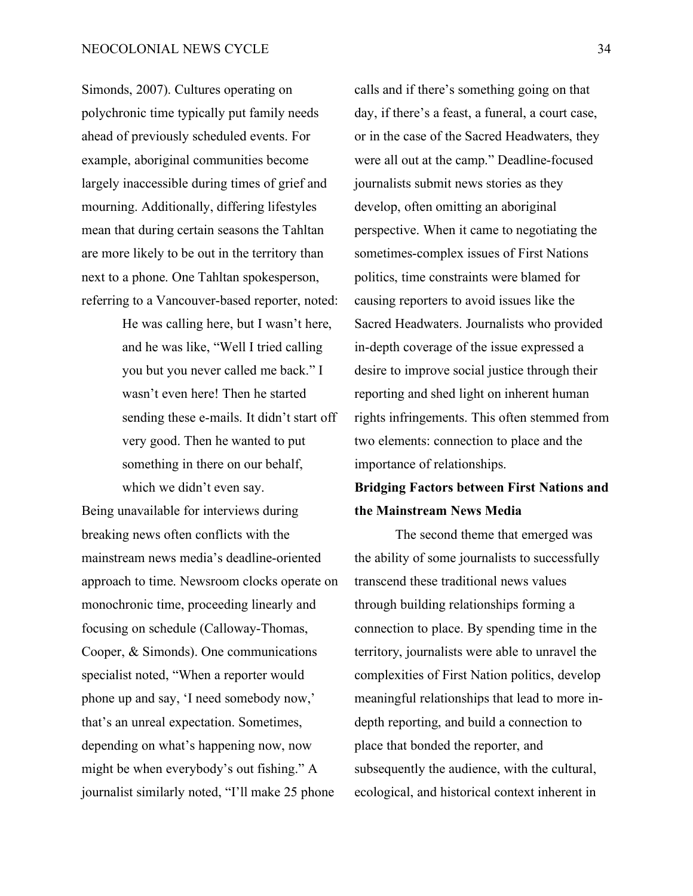Simonds, 2007). Cultures operating on polychronic time typically put family needs ahead of previously scheduled events. For example, aboriginal communities become largely inaccessible during times of grief and mourning. Additionally, differing lifestyles mean that during certain seasons the Tahltan are more likely to be out in the territory than next to a phone. One Tahltan spokesperson, referring to a Vancouver-based reporter, noted:

> He was calling here, but I wasn't here, and he was like, "Well I tried calling you but you never called me back." I wasn't even here! Then he started sending these e-mails. It didn't start off very good. Then he wanted to put something in there on our behalf, which we didn't even say.

Being unavailable for interviews during breaking news often conflicts with the mainstream news media's deadline-oriented approach to time. Newsroom clocks operate on monochronic time, proceeding linearly and focusing on schedule (Calloway-Thomas, Cooper, & Simonds). One communications specialist noted, "When a reporter would phone up and say, 'I need somebody now,' that's an unreal expectation. Sometimes, depending on what's happening now, now might be when everybody's out fishing." A journalist similarly noted, "I'll make 25 phone calls and if there's something going on that day, if there's a feast, a funeral, a court case, or in the case of the Sacred Headwaters, they were all out at the camp." Deadline-focused journalists submit news stories as they develop, often omitting an aboriginal perspective. When it came to negotiating the sometimes-complex issues of First Nations politics, time constraints were blamed for causing reporters to avoid issues like the Sacred Headwaters. Journalists who provided in-depth coverage of the issue expressed a desire to improve social justice through their reporting and shed light on inherent human rights infringements. This often stemmed from two elements: connection to place and the importance of relationships.

**Bridging Factors between First Nations and the Mainstream News Media**

The second theme that emerged was the ability of some journalists to successfully transcend these traditional news values through building relationships forming a connection to place. By spending time in the territory, journalists were able to unravel the complexities of First Nation politics, develop meaningful relationships that lead to more in-depth reporting, and build a connection to place that bonded the reporter, and subsequently the audience, with the cultural, ecological, and historical context inherent in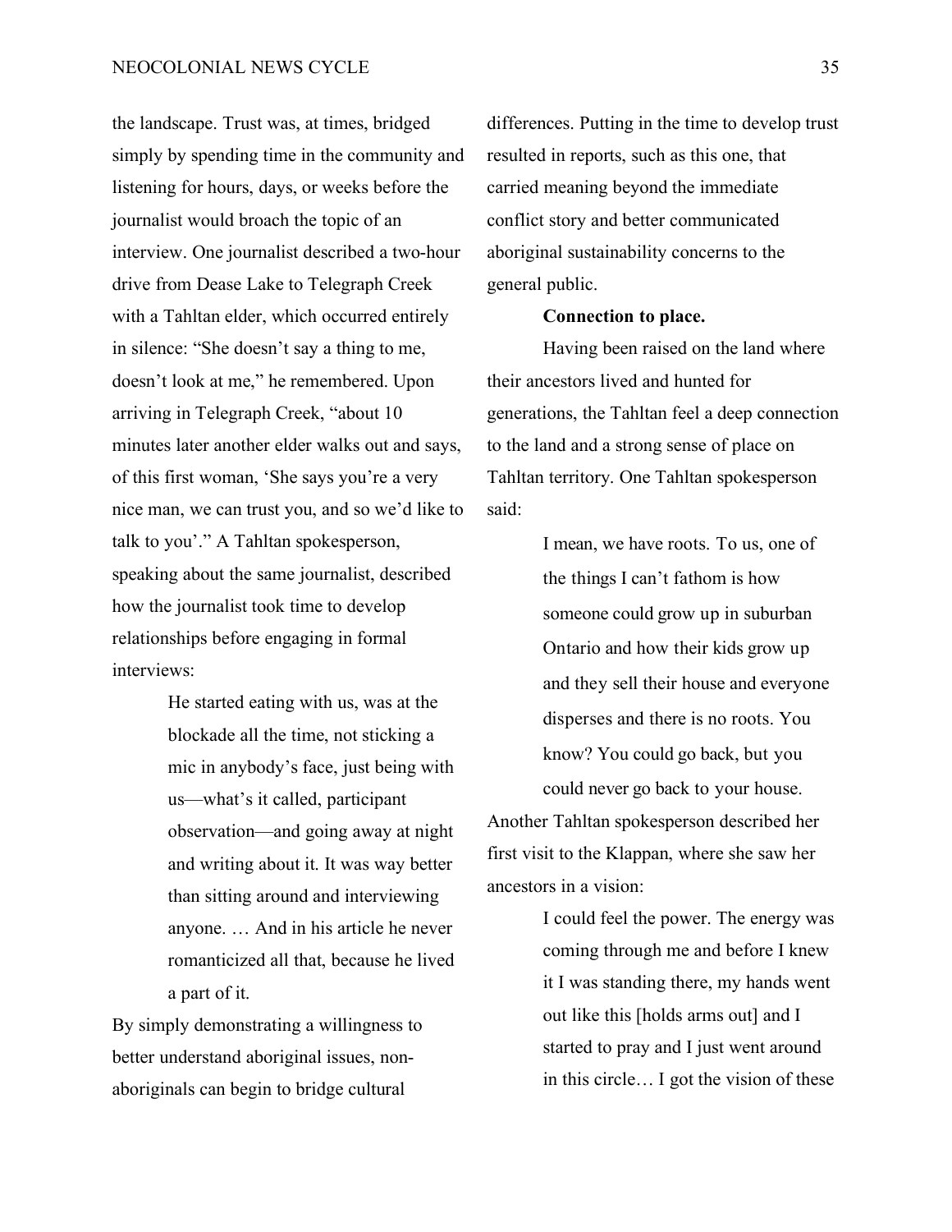the landscape. Trust was, at times, bridged simply by spending time in the community and listening for hours, days, or weeks before the journalist would broach the topic of an interview. One journalist described a two-hour drive from Dease Lake to Telegraph Creek with a Tahltan elder, which occurred entirely in silence: "She doesn't say a thing to me, doesn't look at me," he remembered. Upon arriving in Telegraph Creek, "about 10 minutes later another elder walks out and says, of this first woman, 'She says you're a very nice man, we can trust you, and so we'd like to talk to you'." A Tahltan spokesperson, speaking about the same journalist, described how the journalist took time to develop relationships before engaging in formal interviews:

> He started eating with us, was at the blockade all the time, not sticking a mic in anybody's face, just being with us—what's it called, participant observation—and going away at night and writing about it. It was way better than sitting around and interviewing anyone. … And in his article he never romanticized all that, because he lived a part of it.

By simply demonstrating a willingness to better understand aboriginal issues, non-aboriginals can begin to bridge cultural differences. Putting in the time to develop trust resulted in reports, such as this one, that carried meaning beyond the immediate conflict story and better communicated aboriginal sustainability concerns to the general public.

**Connection to place.**

Having been raised on the land where their ancestors lived and hunted for generations, the Tahltan feel a deep connection to the land and a strong sense of place on Tahltan territory. One Tahltan spokesperson said:

> I mean, we have roots. To us, one of the things I can't fathom is how someone could grow up in suburban Ontario and how their kids grow up and they sell their house and everyone disperses and there is no roots. You know? You could go back, but you could never go back to your house.

Another Tahltan spokesperson described her first visit to the Klappan, where she saw her ancestors in a vision:

> I could feel the power. The energy was coming through me and before I knew it I was standing there, my hands went out like this [holds arms out] and I started to pray and I just went around in this circle… I got the vision of these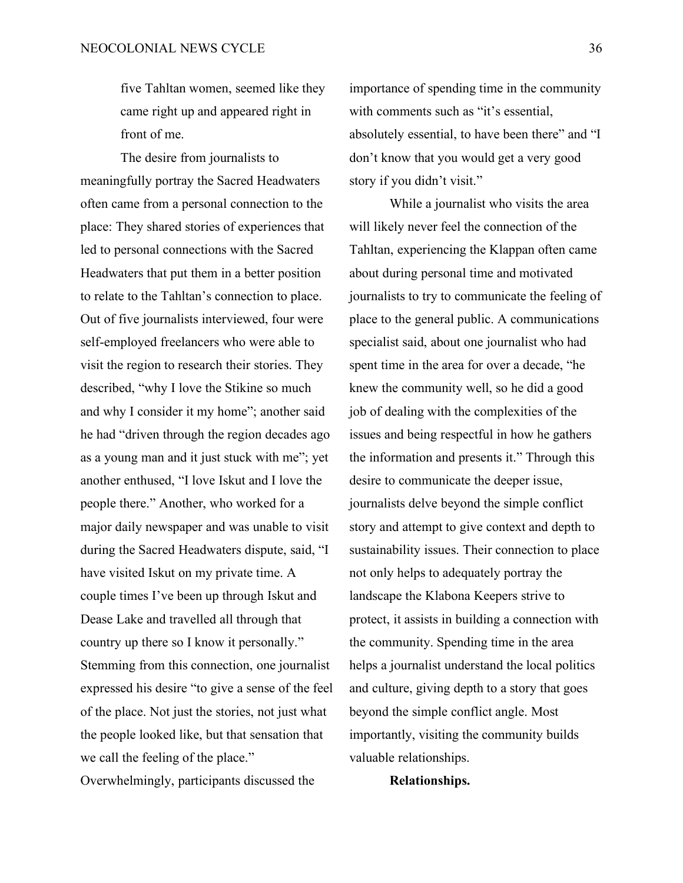five Tahltan women, seemed like they came right up and appeared right in front of me.

The desire from journalists to meaningfully portray the Sacred Headwaters often came from a personal connection to the place: They shared stories of experiences that led to personal connections with the Sacred Headwaters that put them in a better position to relate to the Tahltan's connection to place. Out of five journalists interviewed, four were self-employed freelancers who were able to visit the region to research their stories. They described, "why I love the Stikine so much and why I consider it my home"; another said he had "driven through the region decades ago as a young man and it just stuck with me"; yet another enthused, "I love Iskut and I love the people there." Another, who worked for a major daily newspaper and was unable to visit during the Sacred Headwaters dispute, said, "I have visited Iskut on my private time. A couple times I've been up through Iskut and Dease Lake and travelled all through that country up there so I know it personally." Stemming from this connection, one journalist expressed his desire "to give a sense of the feel of the place. Not just the stories, not just what the people looked like, but that sensation that we call the feeling of the place." Overwhelmingly, participants discussed the importance of spending time in the community with comments such as "it's essential, absolutely essential, to have been there" and "I don't know that you would get a very good story if you didn't visit."

While a journalist who visits the area will likely never feel the connection of the Tahltan, experiencing the Klappan often came about during personal time and motivated journalists to try to communicate the feeling of place to the general public. A communications specialist said, about one journalist who had spent time in the area for over a decade, "he knew the community well, so he did a good job of dealing with the complexities of the issues and being respectful in how he gathers the information and presents it." Through this desire to communicate the deeper issue, journalists delve beyond the simple conflict story and attempt to give context and depth to sustainability issues. Their connection to place not only helps to adequately portray the landscape the Klabona Keepers strive to protect, it assists in building a connection with the community. Spending time in the area helps a journalist understand the local politics and culture, giving depth to a story that goes beyond the simple conflict angle. Most importantly, visiting the community builds valuable relationships.

**Relationships.**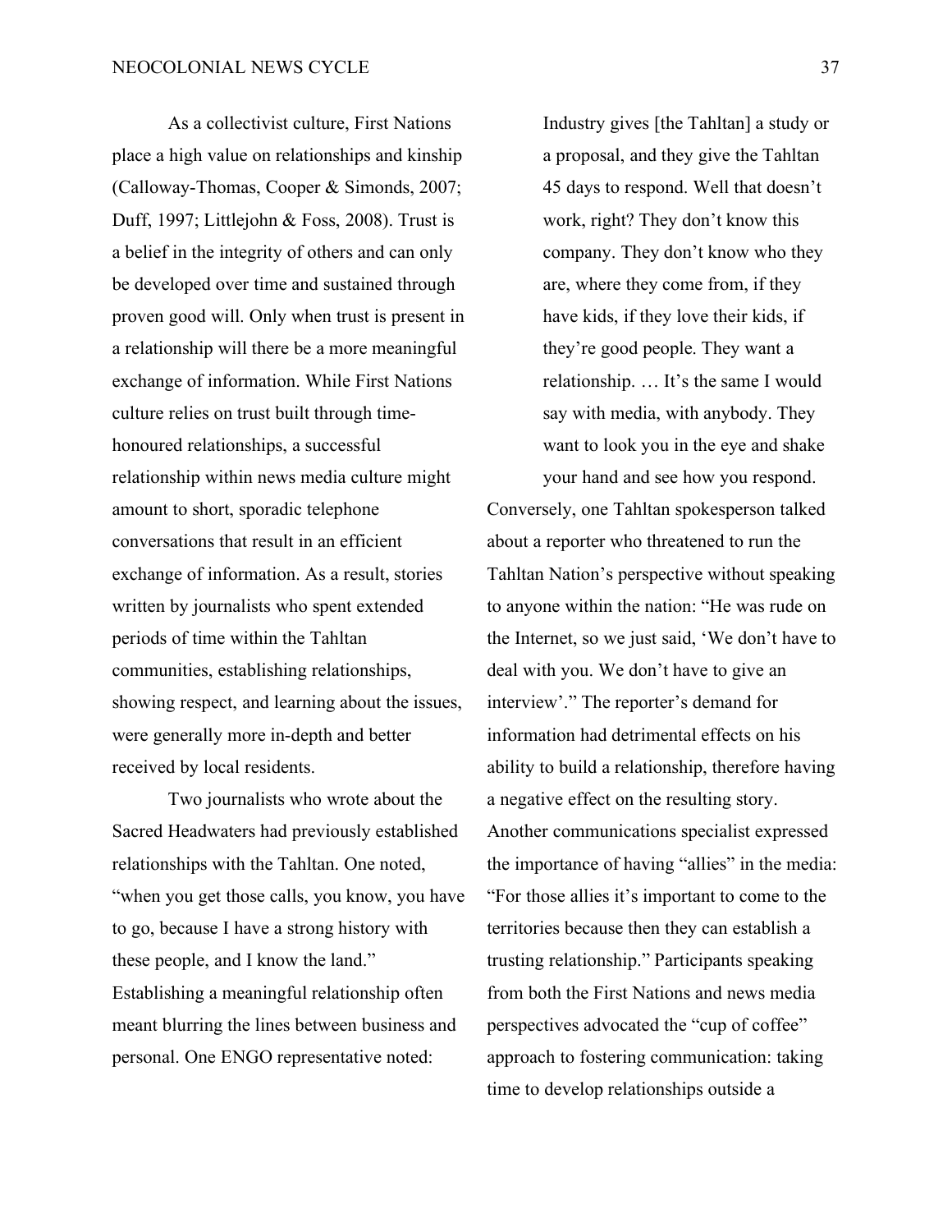As a collectivist culture, First Nations place a high value on relationships and kinship (Calloway-Thomas, Cooper & Simonds, 2007; Duff, 1997; Littlejohn & Foss, 2008). Trust is a belief in the integrity of others and can only be developed over time and sustained through proven good will. Only when trust is present in a relationship will there be a more meaningful exchange of information. While First Nations culture relies on trust built through time-honoured relationships, a successful relationship within news media culture might amount to short, sporadic telephone conversations that result in an efficient exchange of information. As a result, stories written by journalists who spent extended periods of time within the Tahltan communities, establishing relationships, showing respect, and learning about the issues, were generally more in-depth and better received by local residents.

Two journalists who wrote about the Sacred Headwaters had previously established relationships with the Tahltan. One noted, "when you get those calls, you know, you have to go, because I have a strong history with these people, and I know the land." Establishing a meaningful relationship often meant blurring the lines between business and personal. One ENGO representative noted:

> Industry gives [the Tahltan] a study or a proposal, and they give the Tahltan 45 days to respond. Well that doesn't work, right? They don't know this company. They don't know who they are, where they come from, if they have kids, if they love their kids, if they're good people. They want a relationship. … It's the same I would say with media, with anybody. They want to look you in the eye and shake your hand and see how you respond.

Conversely, one Tahltan spokesperson talked about a reporter who threatened to run the Tahltan Nation's perspective without speaking to anyone within the nation: "He was rude on the Internet, so we just said, 'We don't have to deal with you. We don't have to give an interview'." The reporter's demand for information had detrimental effects on his ability to build a relationship, therefore having a negative effect on the resulting story. Another communications specialist expressed the importance of having "allies" in the media: "For those allies it's important to come to the territories because then they can establish a trusting relationship." Participants speaking from both the First Nations and news media perspectives advocated the "cup of coffee" approach to fostering communication: taking time to develop relationships outside a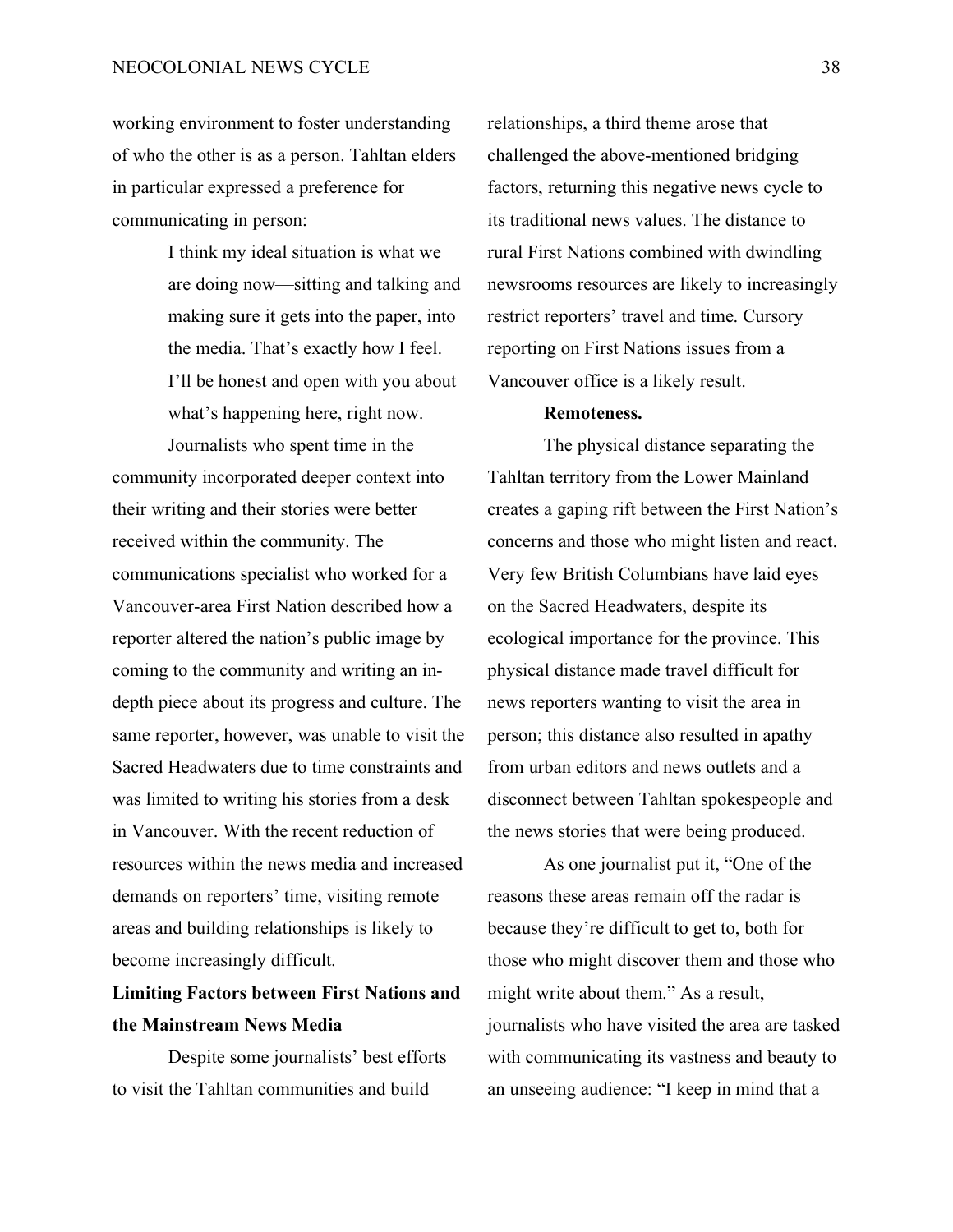working environment to foster understanding of who the other is as a person. Tahltan elders in particular expressed a preference for communicating in person:

> I think my ideal situation is what we are doing now—sitting and talking and making sure it gets into the paper, into the media. That's exactly how I feel. I'll be honest and open with you about what's happening here, right now.

Journalists who spent time in the community incorporated deeper context into their writing and their stories were better received within the community. The communications specialist who worked for a Vancouver-area First Nation described how a reporter altered the nation's public image by coming to the community and writing an in-depth piece about its progress and culture. The same reporter, however, was unable to visit the Sacred Headwaters due to time constraints and was limited to writing his stories from a desk in Vancouver. With the recent reduction of resources within the news media and increased demands on reporters' time, visiting remote areas and building relationships is likely to become increasingly difficult.

## Limiting Factors between First Nations and the Mainstream News Media

Despite some journalists' best efforts to visit the Tahltan communities and build relationships, a third theme arose that challenged the above-mentioned bridging factors, returning this negative news cycle to its traditional news values. The distance to rural First Nations combined with dwindling newsrooms resources are likely to increasingly restrict reporters' travel and time. Cursory reporting on First Nations issues from a Vancouver office is a likely result.

### Remoteness.

The physical distance separating the Tahltan territory from the Lower Mainland creates a gaping rift between the First Nation's concerns and those who might listen and react. Very few British Columbians have laid eyes on the Sacred Headwaters, despite its ecological importance for the province. This physical distance made travel difficult for news reporters wanting to visit the area in person; this distance also resulted in apathy from urban editors and news outlets and a disconnect between Tahltan spokespeople and the news stories that were being produced.

As one journalist put it, "One of the reasons these areas remain off the radar is because they're difficult to get to, both for those who might discover them and those who might write about them." As a result, journalists who have visited the area are tasked with communicating its vastness and beauty to an unseeing audience: "I keep in mind that a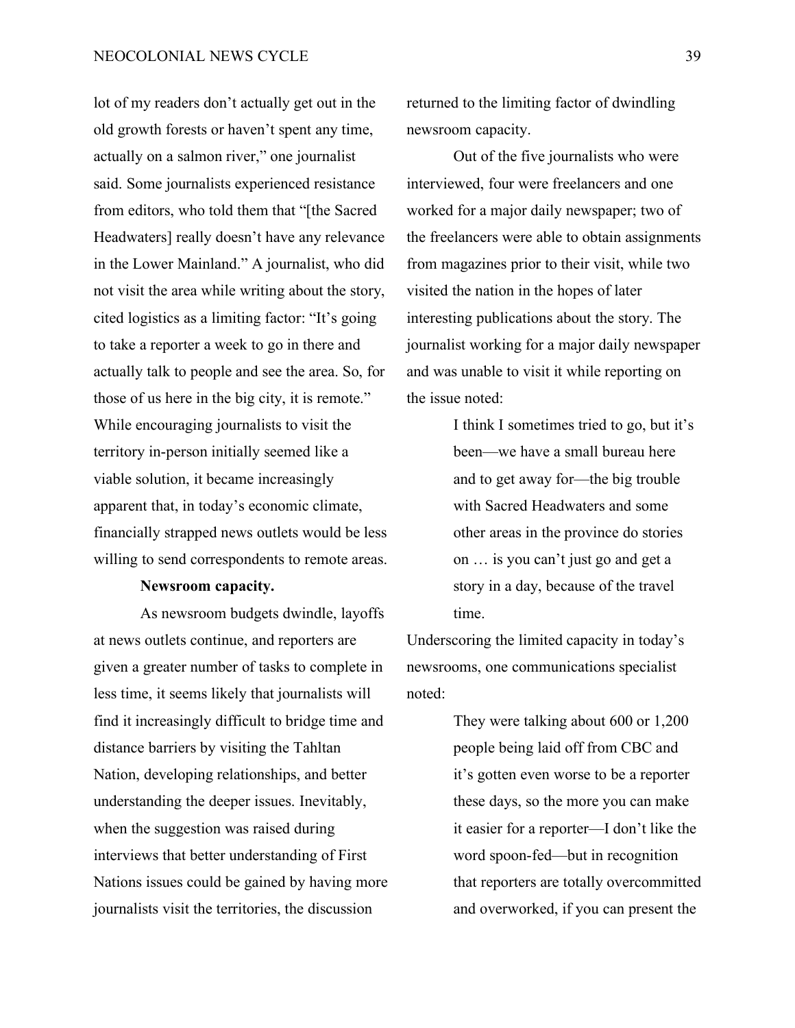lot of my readers don't actually get out in the old growth forests or haven't spent any time, actually on a salmon river," one journalist said. Some journalists experienced resistance from editors, who told them that "[the Sacred Headwaters] really doesn't have any relevance in the Lower Mainland." A journalist, who did not visit the area while writing about the story, cited logistics as a limiting factor: "It's going to take a reporter a week to go in there and actually talk to people and see the area. So, for those of us here in the big city, it is remote." While encouraging journalists to visit the territory in-person initially seemed like a viable solution, it became increasingly apparent that, in today's economic climate, financially strapped news outlets would be less willing to send correspondents to remote areas.

**Newsroom capacity.**

As newsroom budgets dwindle, layoffs at news outlets continue, and reporters are given a greater number of tasks to complete in less time, it seems likely that journalists will find it increasingly difficult to bridge time and distance barriers by visiting the Tahltan Nation, developing relationships, and better understanding the deeper issues. Inevitably, when the suggestion was raised during interviews that better understanding of First Nations issues could be gained by having more journalists visit the territories, the discussion returned to the limiting factor of dwindling newsroom capacity.

Out of the five journalists who were interviewed, four were freelancers and one worked for a major daily newspaper; two of the freelancers were able to obtain assignments from magazines prior to their visit, while two visited the nation in the hopes of later interesting publications about the story. The journalist working for a major daily newspaper and was unable to visit it while reporting on the issue noted:

> I think I sometimes tried to go, but it's been—we have a small bureau here and to get away for—the big trouble with Sacred Headwaters and some other areas in the province do stories on … is you can't just go and get a story in a day, because of the travel time.

Underscoring the limited capacity in today's newsrooms, one communications specialist noted:

> They were talking about 600 or 1,200 people being laid off from CBC and it's gotten even worse to be a reporter these days, so the more you can make it easier for a reporter—I don't like the word spoon-fed—but in recognition that reporters are totally overcommitted and overworked, if you can present the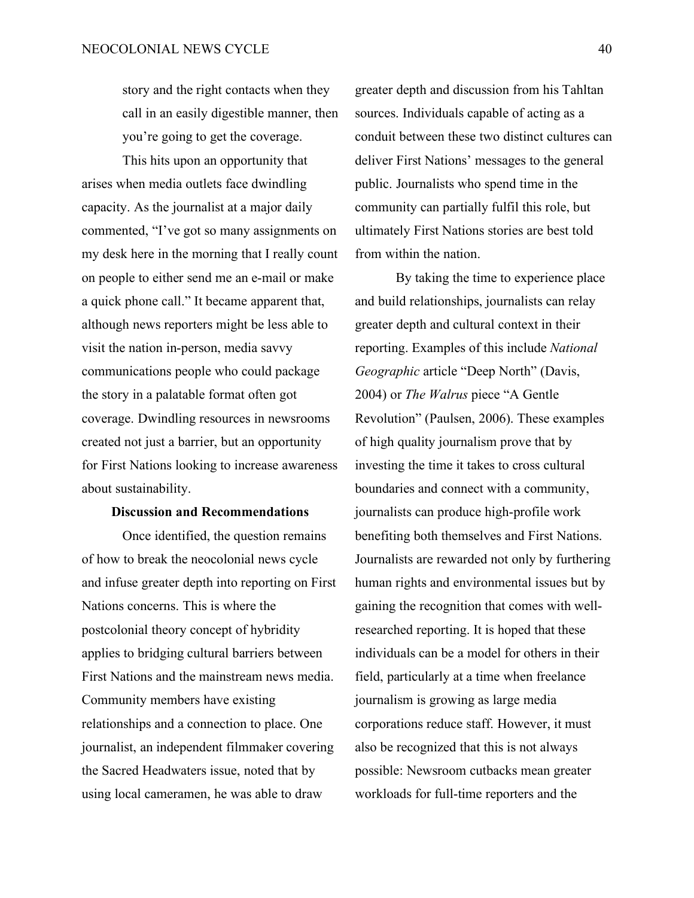story and the right contacts when they call in an easily digestible manner, then you're going to get the coverage.

This hits upon an opportunity that arises when media outlets face dwindling capacity. As the journalist at a major daily commented, "I've got so many assignments on my desk here in the morning that I really count on people to either send me an e-mail or make a quick phone call." It became apparent that, although news reporters might be less able to visit the nation in-person, media savvy communications people who could package the story in a palatable format often got coverage. Dwindling resources in newsrooms created not just a barrier, but an opportunity for First Nations looking to increase awareness about sustainability.

## Discussion and Recommendations

Once identified, the question remains of how to break the neocolonial news cycle and infuse greater depth into reporting on First Nations concerns. This is where the postcolonial theory concept of hybridity applies to bridging cultural barriers between First Nations and the mainstream news media. Community members have existing relationships and a connection to place. One journalist, an independent filmmaker covering the Sacred Headwaters issue, noted that by using local cameramen, he was able to draw greater depth and discussion from his Tahltan sources. Individuals capable of acting as a conduit between these two distinct cultures can deliver First Nations' messages to the general public. Journalists who spend time in the community can partially fulfil this role, but ultimately First Nations stories are best told from within the nation.

By taking the time to experience place and build relationships, journalists can relay greater depth and cultural context in their reporting. Examples of this include *National Geographic* article "Deep North" (Davis, 2004) or *The Walrus* piece "A Gentle Revolution" (Paulsen, 2006). These examples of high quality journalism prove that by investing the time it takes to cross cultural boundaries and connect with a community, journalists can produce high-profile work benefiting both themselves and First Nations. Journalists are rewarded not only by furthering human rights and environmental issues but by gaining the recognition that comes with well-researched reporting. It is hoped that these individuals can be a model for others in their field, particularly at a time when freelance journalism is growing as large media corporations reduce staff. However, it must also be recognized that this is not always possible: Newsroom cutbacks mean greater workloads for full-time reporters and the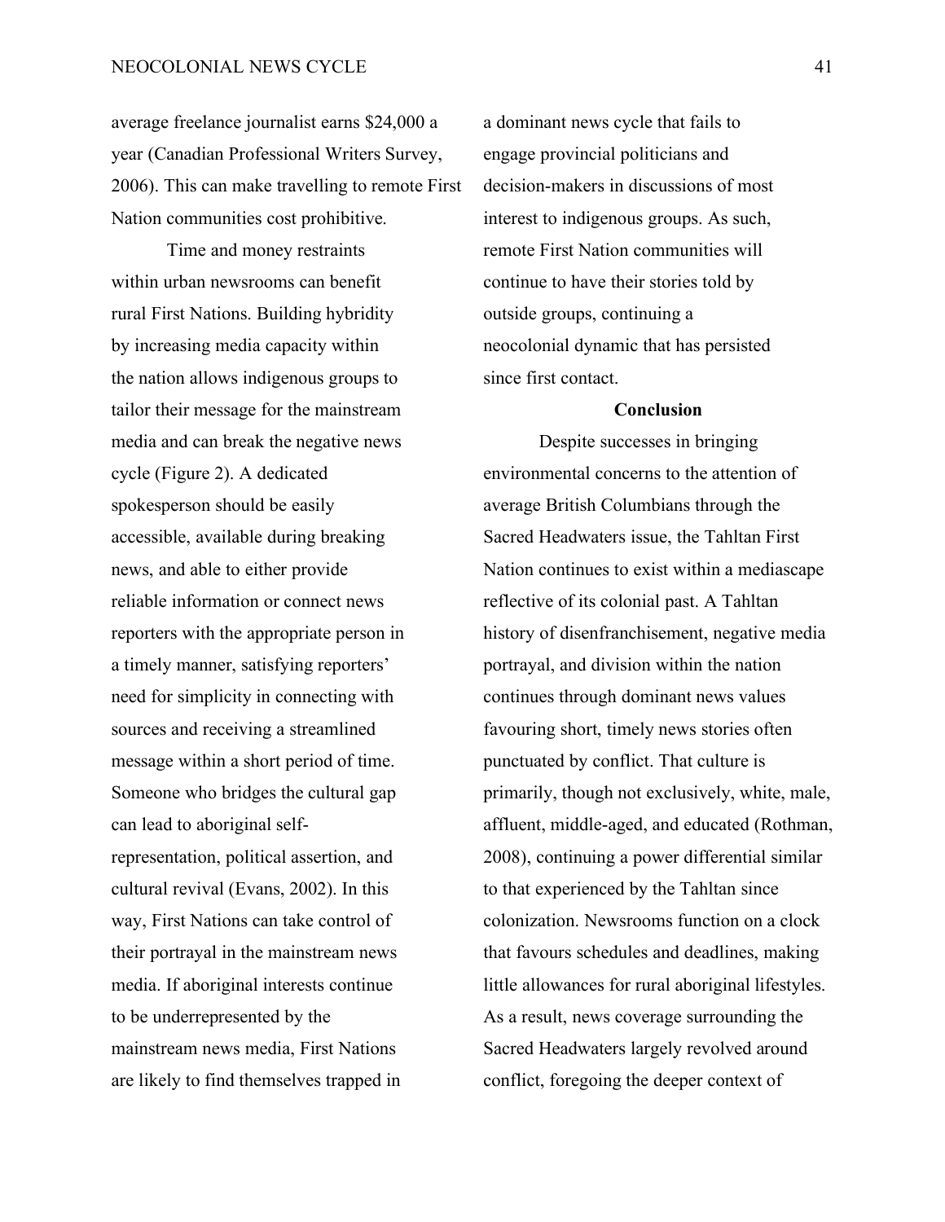average freelance journalist earns $24,000 a year (Canadian Professional Writers Survey, 2006). This can make travelling to remote First Nation communities cost prohibitive.

Time and money restraints within urban newsrooms can benefit rural First Nations. Building hybridity by increasing media capacity within the nation allows indigenous groups to tailor their message for the mainstream media and can break the negative news cycle (Figure 2). A dedicated spokesperson should be easily accessible, available during breaking news, and able to either provide reliable information or connect news reporters with the appropriate person in a timely manner, satisfying reporters' need for simplicity in connecting with sources and receiving a streamlined message within a short period of time. Someone who bridges the cultural gap can lead to aboriginal self-representation, political assertion, and cultural revival (Evans, 2002). In this way, First Nations can take control of their portrayal in the mainstream news media. If aboriginal interests continue to be underrepresented by the mainstream news media, First Nations are likely to find themselves trapped in a dominant news cycle that fails to engage provincial politicians and decision-makers in discussions of most interest to indigenous groups. As such, remote First Nation communities will continue to have their stories told by outside groups, continuing a neocolonial dynamic that has persisted since first contact.

## Conclusion

Despite successes in bringing environmental concerns to the attention of average British Columbians through the Sacred Headwaters issue, the Tahltan First Nation continues to exist within a mediascape reflective of its colonial past. A Tahltan history of disenfranchisement, negative media portrayal, and division within the nation continues through dominant news values favouring short, timely news stories often punctuated by conflict. That culture is primarily, though not exclusively, white, male, affluent, middle-aged, and educated (Rothman, 2008), continuing a power differential similar to that experienced by the Tahltan since colonization. Newsrooms function on a clock that favours schedules and deadlines, making little allowances for rural aboriginal lifestyles. As a result, news coverage surrounding the Sacred Headwaters largely revolved around conflict, foregoing the deeper context of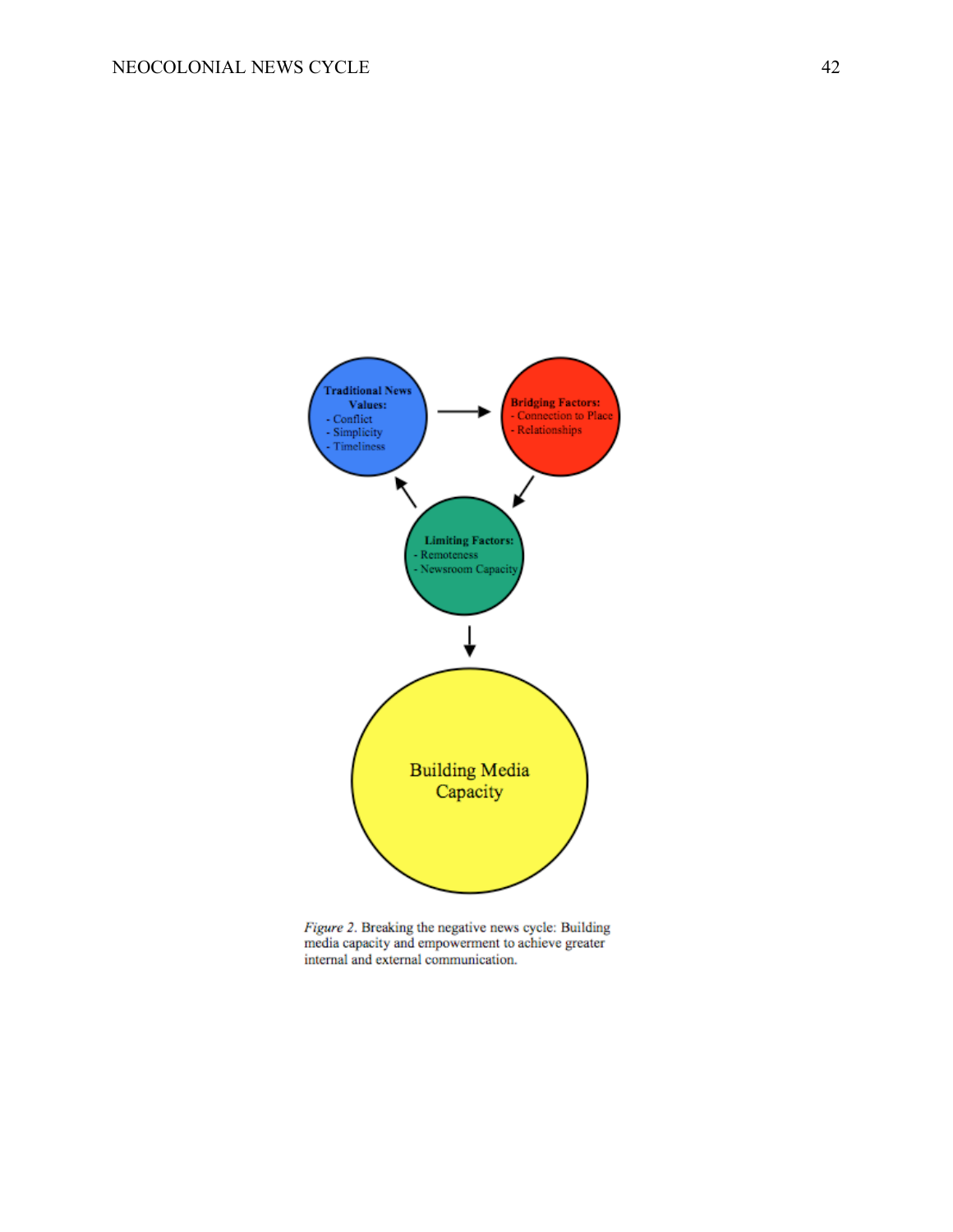**Traditional News Values:**
- Conflict
- Simplicity
- Timeliness

**Bridging Factors:**
- Connection to Place
- Relationships

**Limiting Factors:**
- Remoteness
- Newsroom Capacity

Building Media Capacity

*Figure 2*. Breaking the negative news cycle: Building media capacity and empowerment to achieve greater internal and external communication.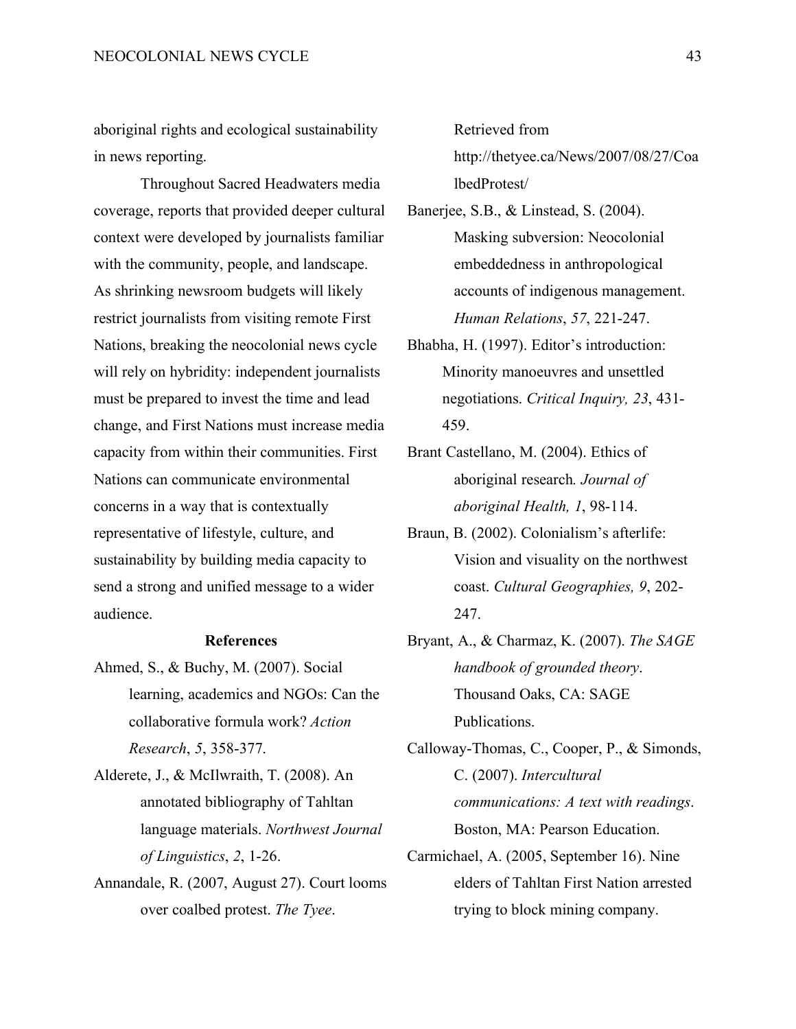aboriginal rights and ecological sustainability in news reporting.

Throughout Sacred Headwaters media coverage, reports that provided deeper cultural context were developed by journalists familiar with the community, people, and landscape. As shrinking newsroom budgets will likely restrict journalists from visiting remote First Nations, breaking the neocolonial news cycle will rely on hybridity: independent journalists must be prepared to invest the time and lead change, and First Nations must increase media capacity from within their communities. First Nations can communicate environmental concerns in a way that is contextually representative of lifestyle, culture, and sustainability by building media capacity to send a strong and unified message to a wider audience.

**References**

Ahmed, S., & Buchy, M. (2007). Social learning, academics and NGOs: Can the collaborative formula work? *Action Research*, *5*, 358-377.

Alderete, J., & McIlwraith, T. (2008). An annotated bibliography of Tahltan language materials. *Northwest Journal of Linguistics*, *2*, 1-26.

Annandale, R. (2007, August 27). Court looms over coalbed protest. *The Tyee*. Retrieved from http://thetyee.ca/News/2007/08/27/CoalbedProtest/

Banerjee, S.B., & Linstead, S. (2004). Masking subversion: Neocolonial embeddedness in anthropological accounts of indigenous management. *Human Relations*, *57*, 221-247.

Bhabha, H. (1997). Editor's introduction: Minority manoeuvres and unsettled negotiations. *Critical Inquiry, 23*, 431-459.

Brant Castellano, M. (2004). Ethics of aboriginal research*. Journal of aboriginal Health, 1*, 98-114.

Braun, B. (2002). Colonialism's afterlife: Vision and visuality on the northwest coast. *Cultural Geographies, 9*, 202-247.

Bryant, A., & Charmaz, K. (2007). *The SAGE handbook of grounded theory*. Thousand Oaks, CA: SAGE Publications.

Calloway-Thomas, C., Cooper, P., & Simonds, C. (2007). *Intercultural communications: A text with readings*. Boston, MA: Pearson Education.

Carmichael, A. (2005, September 16). Nine elders of Tahltan First Nation arrested trying to block mining company.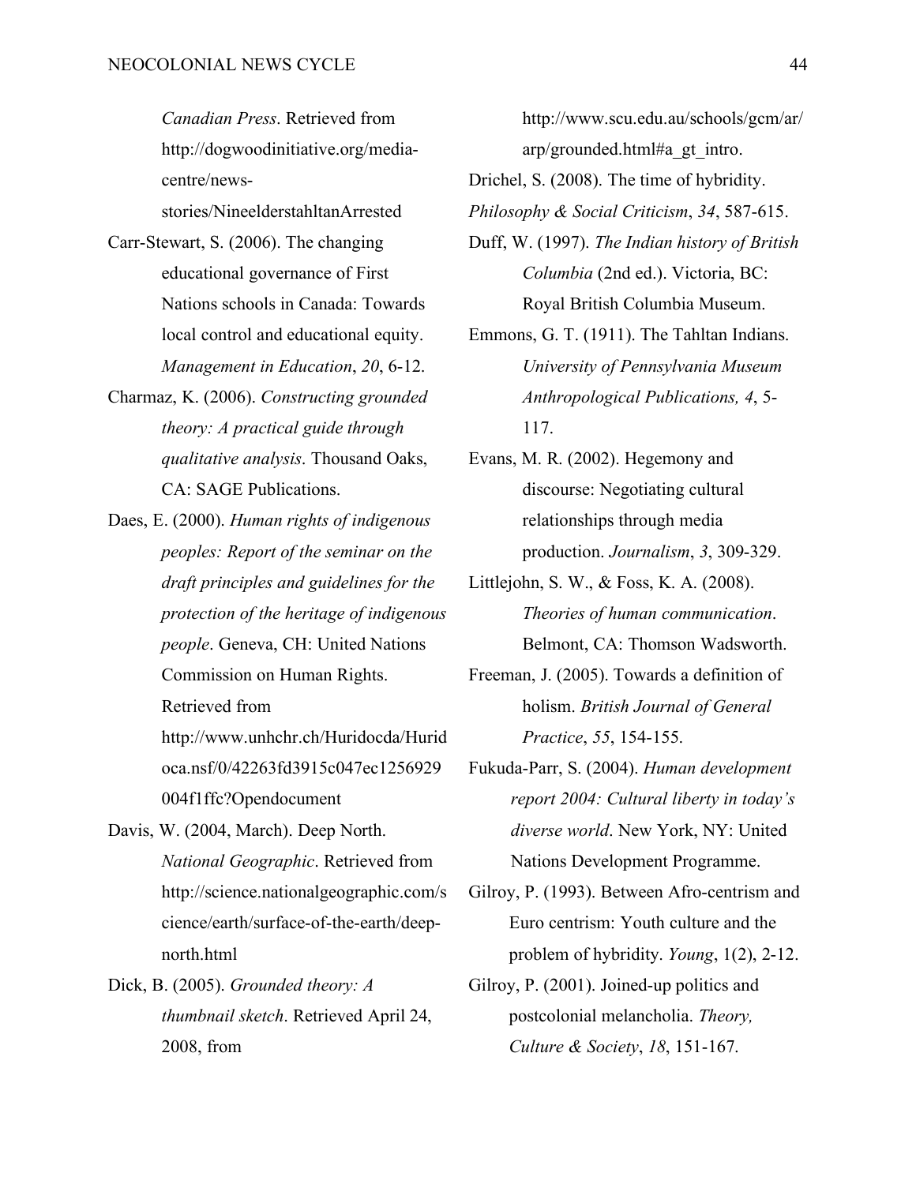*Canadian Press*. Retrieved from http://dogwoodinitiative.org/media-centre/news-stories/NineelderstahltanArrested

Carr-Stewart, S. (2006). The changing educational governance of First Nations schools in Canada: Towards local control and educational equity. *Management in Education*, *20*, 6-12.

Charmaz, K. (2006). *Constructing grounded theory: A practical guide through qualitative analysis*. Thousand Oaks, CA: SAGE Publications.

Daes, E. (2000). *Human rights of indigenous peoples: Report of the seminar on the draft principles and guidelines for the protection of the heritage of indigenous people*. Geneva, CH: United Nations Commission on Human Rights. Retrieved from http://www.unhchr.ch/Huridocda/Huridoca.nsf/0/42263fd3915c047ec1256929004f1ffc?Opendocument

Davis, W. (2004, March). Deep North. *National Geographic*. Retrieved from http://science.nationalgeographic.com/science/earth/surface-of-the-earth/deep-north.html

Dick, B. (2005). *Grounded theory: A thumbnail sketch*. Retrieved April 24, 2008, from http://www.scu.edu.au/schools/gcm/ar/arp/grounded.html#a_gt_intro.

Drichel, S. (2008). The time of hybridity. *Philosophy & Social Criticism*, *34*, 587-615.

Duff, W. (1997). *The Indian history of British Columbia* (2nd ed.). Victoria, BC: Royal British Columbia Museum.

Emmons, G. T. (1911). The Tahltan Indians. *University of Pennsylvania Museum Anthropological Publications, 4*, 5-117.

Evans, M. R. (2002). Hegemony and discourse: Negotiating cultural relationships through media production. *Journalism*, *3*, 309-329.

Littlejohn, S. W., & Foss, K. A. (2008). *Theories of human communication*. Belmont, CA: Thomson Wadsworth.

Freeman, J. (2005). Towards a definition of holism. *British Journal of General Practice*, *55*, 154-155.

Fukuda-Parr, S. (2004). *Human development report 2004: Cultural liberty in today's diverse world*. New York, NY: United Nations Development Programme.

Gilroy, P. (1993). Between Afro-centrism and Euro centrism: Youth culture and the problem of hybridity. *Young*, 1(2), 2-12.

Gilroy, P. (2001). Joined-up politics and postcolonial melancholia. *Theory, Culture & Society*, *18*, 151-167.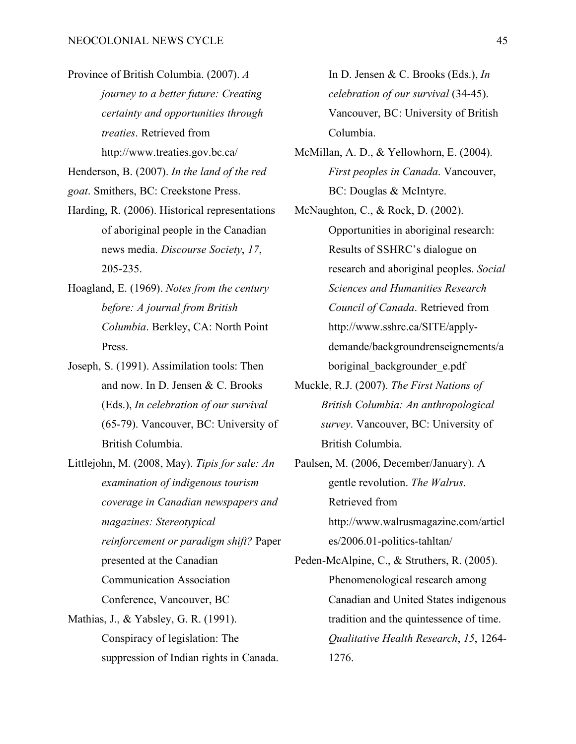Province of British Columbia. (2007). *A journey to a better future: Creating certainty and opportunities through treaties*. Retrieved from http://www.treaties.gov.bc.ca/

Henderson, B. (2007). *In the land of the red goat*. Smithers, BC: Creekstone Press.

Harding, R. (2006). Historical representations of aboriginal people in the Canadian news media. *Discourse Society*, *17*, 205-235.

Hoagland, E. (1969). *Notes from the century before: A journal from British Columbia*. Berkley, CA: North Point Press.

Joseph, S. (1991). Assimilation tools: Then and now. In D. Jensen & C. Brooks (Eds.), *In celebration of our survival* (65-79). Vancouver, BC: University of British Columbia.

Littlejohn, M. (2008, May). *Tipis for sale: An examination of indigenous tourism coverage in Canadian newspapers and magazines: Stereotypical reinforcement or paradigm shift?* Paper presented at the Canadian Communication Association Conference, Vancouver, BC

Mathias, J., & Yabsley, G. R. (1991). Conspiracy of legislation: The suppression of Indian rights in Canada. In D. Jensen & C. Brooks (Eds.), *In celebration of our survival* (34-45). Vancouver, BC: University of British Columbia.

McMillan, A. D., & Yellowhorn, E. (2004). *First peoples in Canada*. Vancouver, BC: Douglas & McIntyre.

McNaughton, C., & Rock, D. (2002). Opportunities in aboriginal research: Results of SSHRC's dialogue on research and aboriginal peoples. *Social Sciences and Humanities Research Council of Canada*. Retrieved from http://www.sshrc.ca/SITE/apply-demande/backgroundrenseignements/aboriginal_backgrounder_e.pdf

Muckle, R.J. (2007). *The First Nations of British Columbia: An anthropological survey*. Vancouver, BC: University of British Columbia.

Paulsen, M. (2006, December/January). A gentle revolution. *The Walrus*. Retrieved from http://www.walrusmagazine.com/articles/2006.01-politics-tahltan/

Peden-McAlpine, C., & Struthers, R. (2005). Phenomenological research among Canadian and United States indigenous tradition and the quintessence of time. *Qualitative Health Research*, *15*, 1264-1276.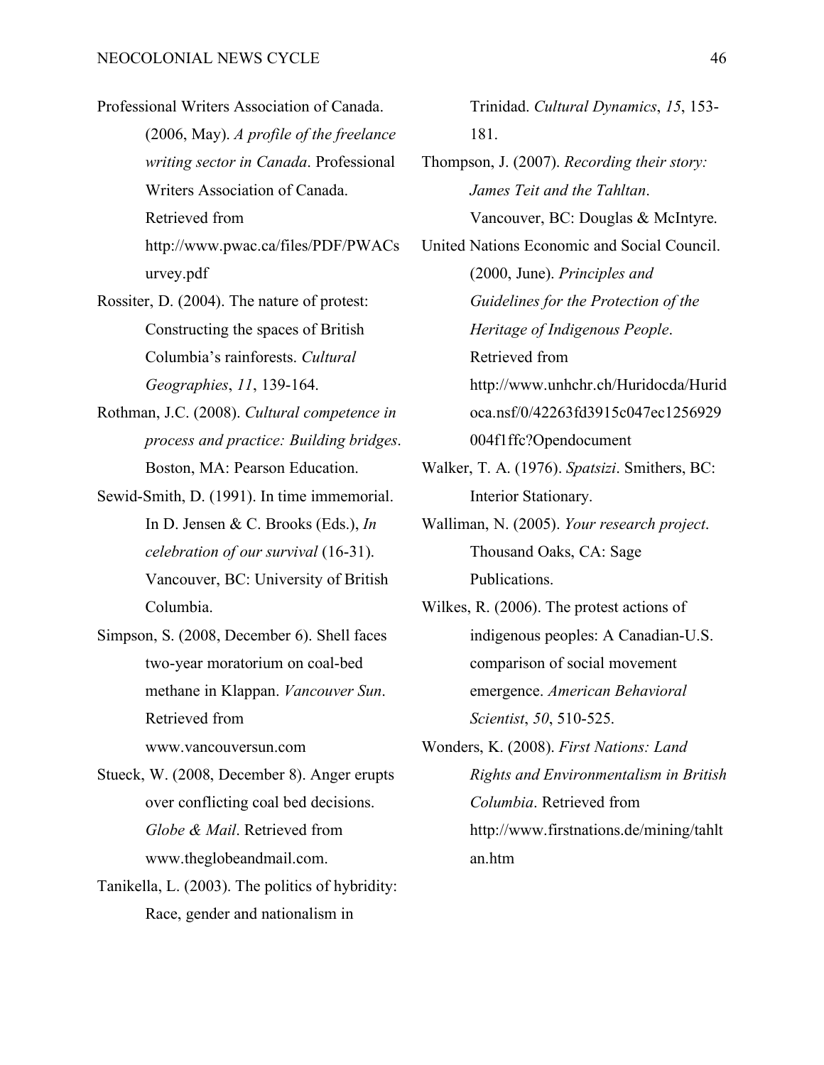Professional Writers Association of Canada. (2006, May). *A profile of the freelance writing sector in Canada*. Professional Writers Association of Canada. Retrieved from http://www.pwac.ca/files/PDF/PWACsurvey.pdf

Rossiter, D. (2004). The nature of protest: Constructing the spaces of British Columbia's rainforests. *Cultural Geographies*, *11*, 139-164.

Rothman, J.C. (2008). *Cultural competence in process and practice: Building bridges*. Boston, MA: Pearson Education.

Sewid-Smith, D. (1991). In time immemorial. In D. Jensen & C. Brooks (Eds.), *In celebration of our survival* (16-31). Vancouver, BC: University of British Columbia.

Simpson, S. (2008, December 6). Shell faces two-year moratorium on coal-bed methane in Klappan. *Vancouver Sun*. Retrieved from www.vancouversun.com

Stueck, W. (2008, December 8). Anger erupts over conflicting coal bed decisions. *Globe & Mail*. Retrieved from www.theglobeandmail.com.

Tanikella, L. (2003). The politics of hybridity: Race, gender and nationalism in Trinidad. *Cultural Dynamics*, *15*, 153-181.

Thompson, J. (2007). *Recording their story: James Teit and the Tahltan*. Vancouver, BC: Douglas & McIntyre.

United Nations Economic and Social Council. (2000, June). *Principles and Guidelines for the Protection of the Heritage of Indigenous People*. Retrieved from http://www.unhchr.ch/Huridocda/Huridoca.nsf/0/42263fd3915c047ec1256929004f1ffc?Opendocument

Walker, T. A. (1976). *Spatsizi*. Smithers, BC: Interior Stationary.

Walliman, N. (2005). *Your research project*. Thousand Oaks, CA: Sage Publications.

Wilkes, R. (2006). The protest actions of indigenous peoples: A Canadian-U.S. comparison of social movement emergence. *American Behavioral Scientist*, *50*, 510-525.

Wonders, K. (2008). *First Nations: Land Rights and Environmentalism in British Columbia*. Retrieved from http://www.firstnations.de/mining/tahltan.htm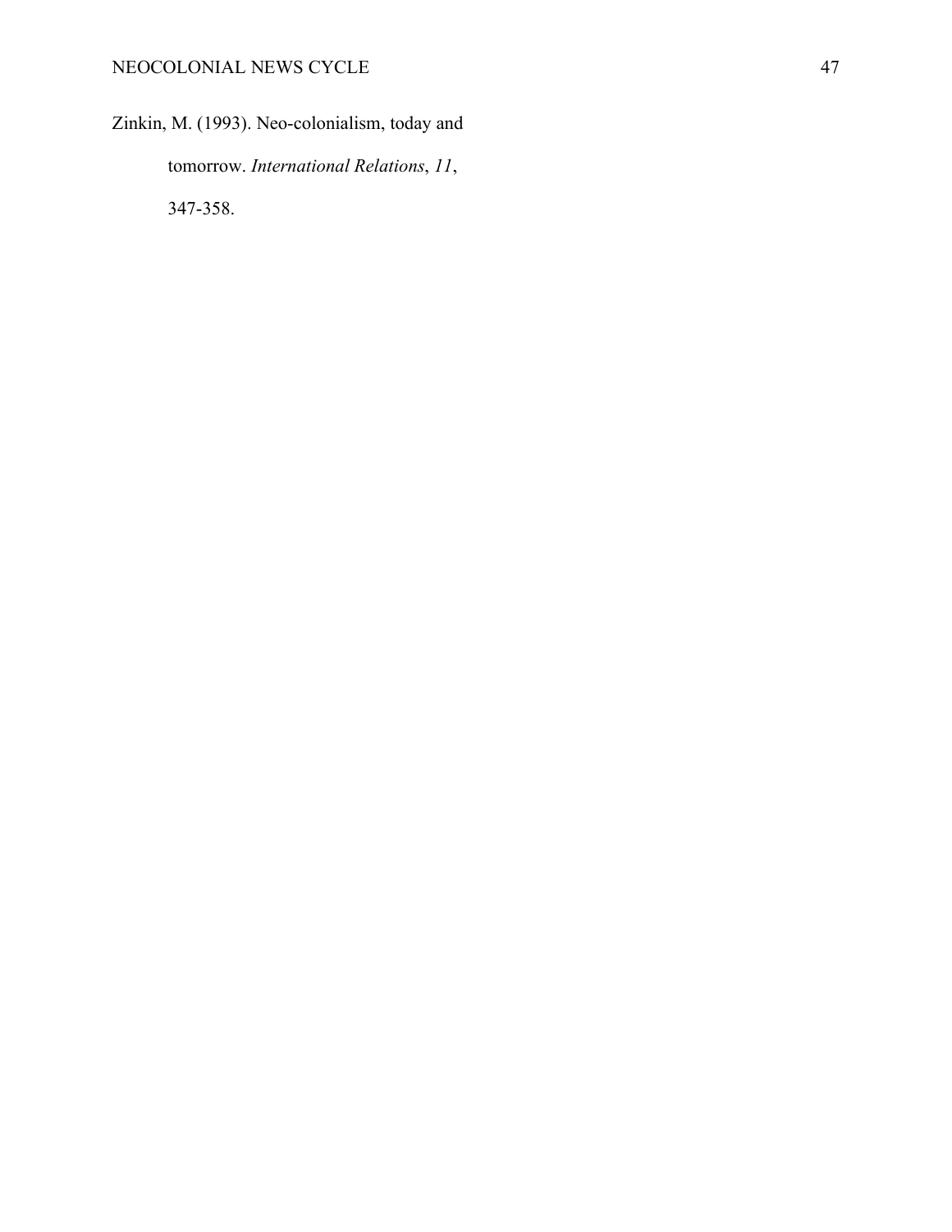Zinkin, M. (1993). Neo-colonialism, today and tomorrow. *International Relations*, *11*, 347-358.